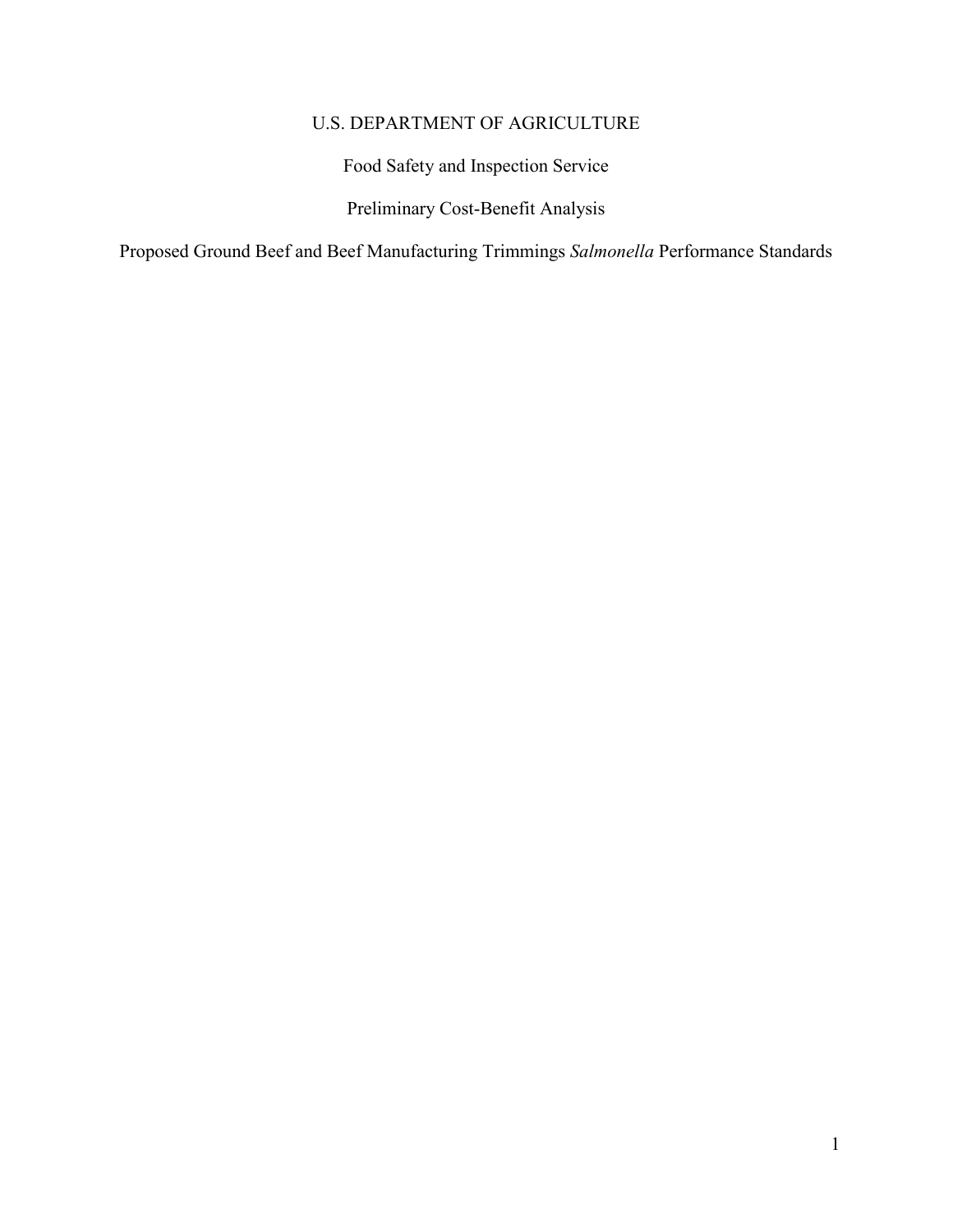# U.S. DEPARTMENT OF AGRICULTURE

## Food Safety and Inspection Service

## Preliminary Cost-Benefit Analysis

## Proposed Ground Beef and Beef Manufacturing Trimmings *Salmonella* Performance Standards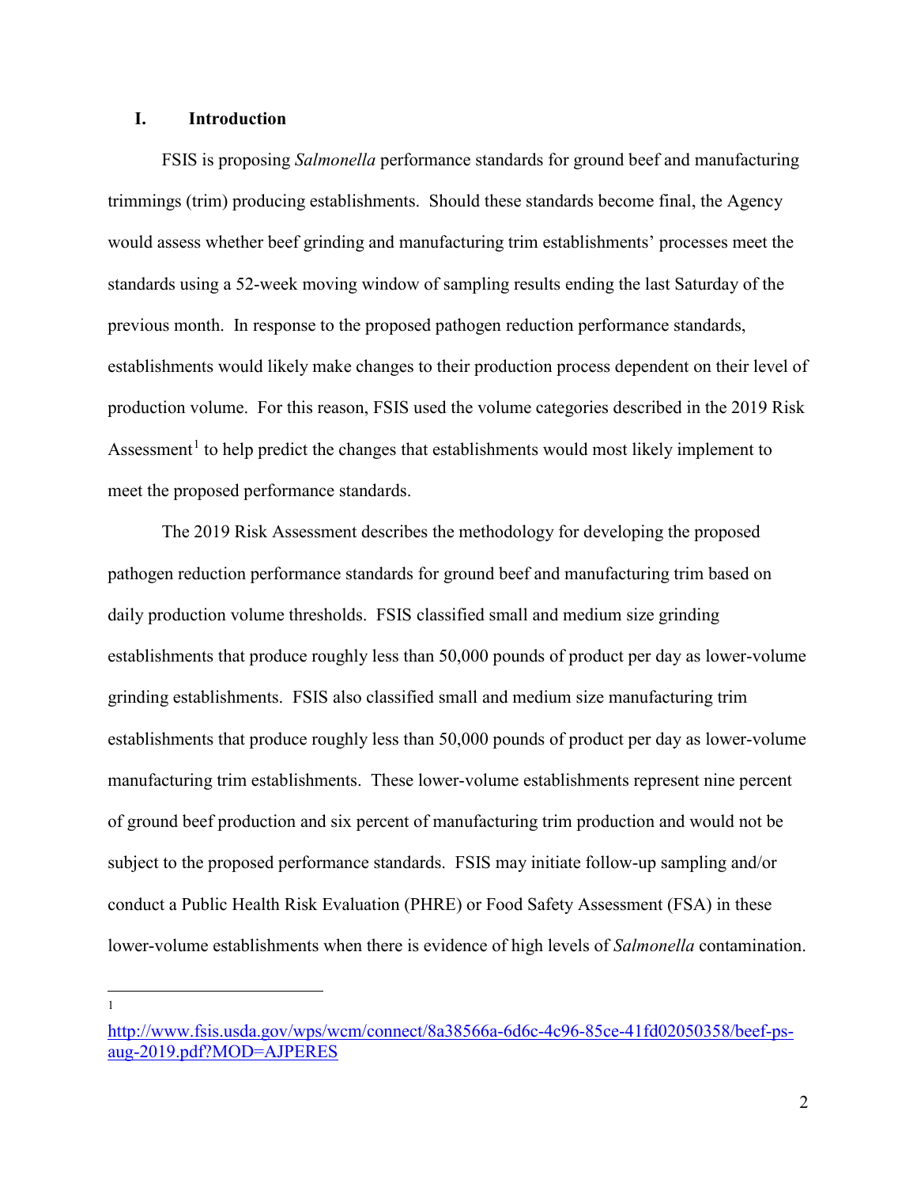## I. Introduction

FSIS is proposing *Salmonella* performance standards for ground beef and manufacturing trimmings (trim) producing establishments. Should these standards become final, the Agency would assess whether beef grinding and manufacturing trim establishments' processes meet the standards using a 52-week moving window of sampling results ending the last Saturday of the previous month. In response to the proposed pathogen reduction performance standards, establishments would likely make changes to their production process dependent on their level of production volume. For this reason, FSIS used the volume categories described in the 2019 Risk Assessment[1] to help predict the changes that establishments would most likely implement to meet the proposed performance standards.

The 2019 Risk Assessment describes the methodology for developing the proposed pathogen reduction performance standards for ground beef and manufacturing trim based on daily production volume thresholds. FSIS classified small and medium size grinding establishments that produce roughly less than 50,000 pounds of product per day as lower-volume grinding establishments. FSIS also classified small and medium size manufacturing trim establishments that produce roughly less than 50,000 pounds of product per day as lower-volume manufacturing trim establishments. These lower-volume establishments represent nine percent of ground beef production and six percent of manufacturing trim production and would not be subject to the proposed performance standards. FSIS may initiate follow-up sampling and/or conduct a Public Health Risk Evaluation (PHRE) or Food Safety Assessment (FSA) in these lower-volume establishments when there is evidence of high levels of *Salmonella* contamination.

---

[1] http://www.fsis.usda.gov/wps/wcm/connect/8a38566a-6d6c-4c96-85ce-41fd02050358/beef-ps-aug-2019.pdf?MOD=AJPERES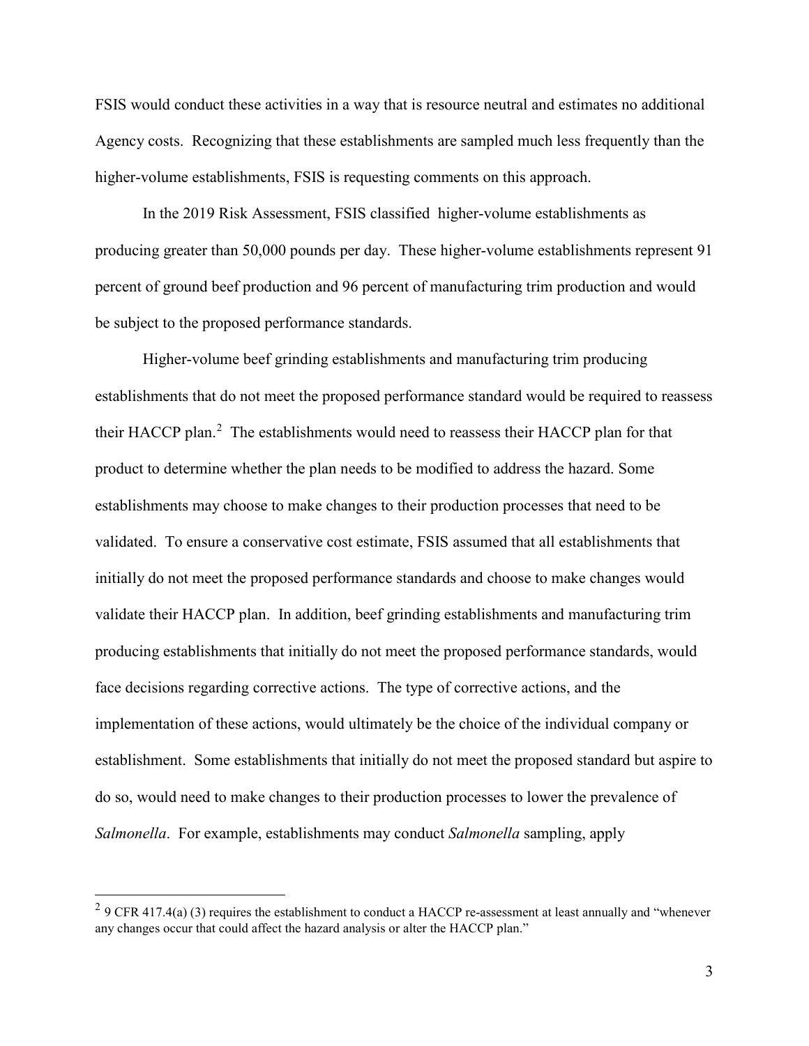FSIS would conduct these activities in a way that is resource neutral and estimates no additional Agency costs. Recognizing that these establishments are sampled much less frequently than the higher-volume establishments, FSIS is requesting comments on this approach.

In the 2019 Risk Assessment, FSIS classified higher-volume establishments as producing greater than 50,000 pounds per day. These higher-volume establishments represent 91 percent of ground beef production and 96 percent of manufacturing trim production and would be subject to the proposed performance standards.

Higher-volume beef grinding establishments and manufacturing trim producing establishments that do not meet the proposed performance standard would be required to reassess their HACCP plan.[2] The establishments would need to reassess their HACCP plan for that product to determine whether the plan needs to be modified to address the hazard. Some establishments may choose to make changes to their production processes that need to be validated. To ensure a conservative cost estimate, FSIS assumed that all establishments that initially do not meet the proposed performance standards and choose to make changes would validate their HACCP plan. In addition, beef grinding establishments and manufacturing trim producing establishments that initially do not meet the proposed performance standards, would face decisions regarding corrective actions. The type of corrective actions, and the implementation of these actions, would ultimately be the choice of the individual company or establishment. Some establishments that initially do not meet the proposed standard but aspire to do so, would need to make changes to their production processes to lower the prevalence of *Salmonella*. For example, establishments may conduct *Salmonella* sampling, apply

---

[2] 9 CFR 417.4(a) (3) requires the establishment to conduct a HACCP re-assessment at least annually and "whenever any changes occur that could affect the hazard analysis or alter the HACCP plan."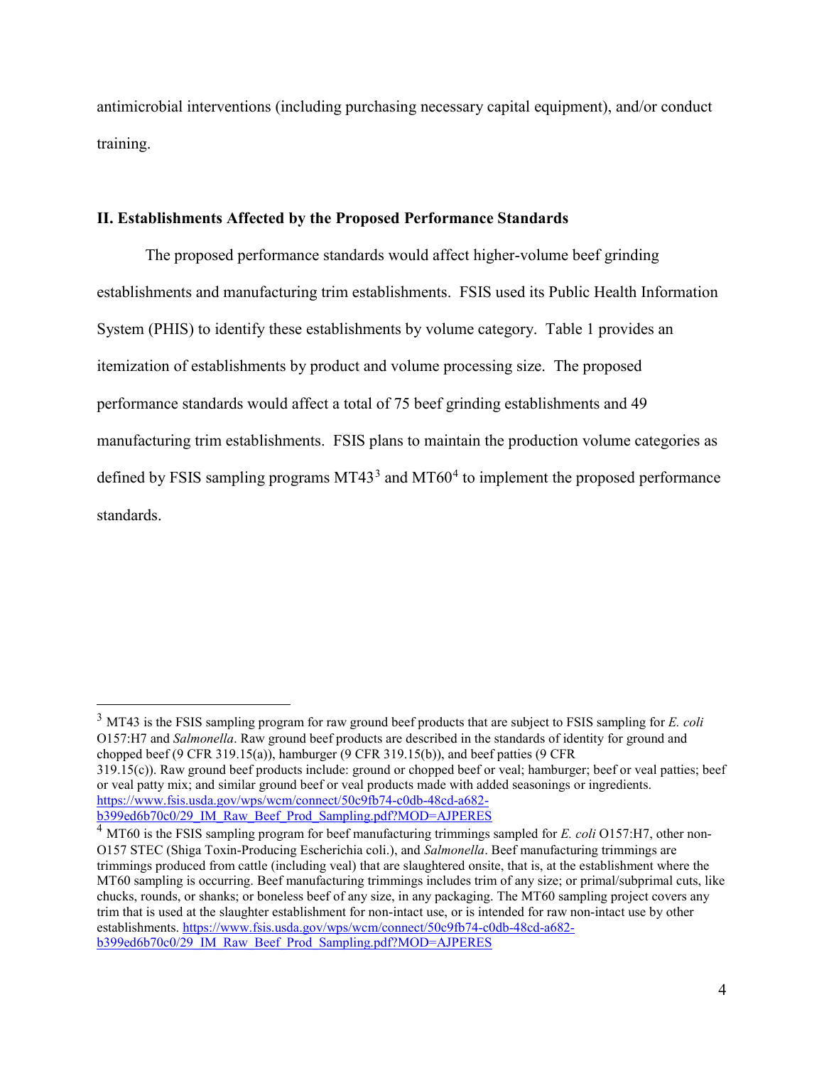antimicrobial interventions (including purchasing necessary capital equipment), and/or conduct training.

## II. Establishments Affected by the Proposed Performance Standards

The proposed performance standards would affect higher-volume beef grinding establishments and manufacturing trim establishments. FSIS used its Public Health Information System (PHIS) to identify these establishments by volume category. Table 1 provides an itemization of establishments by product and volume processing size. The proposed performance standards would affect a total of 75 beef grinding establishments and 49 manufacturing trim establishments. FSIS plans to maintain the production volume categories as defined by FSIS sampling programs MT43[3] and MT60[4] to implement the proposed performance standards.

---

[3] MT43 is the FSIS sampling program for raw ground beef products that are subject to FSIS sampling for *E. coli* O157:H7 and *Salmonella*. Raw ground beef products are described in the standards of identity for ground and chopped beef (9 CFR 319.15(a)), hamburger (9 CFR 319.15(b)), and beef patties (9 CFR 319.15(c)). Raw ground beef products include: ground or chopped beef or veal; hamburger; beef or veal patties; beef or veal patty mix; and similar ground beef or veal products made with added seasonings or ingredients. https://www.fsis.usda.gov/wps/wcm/connect/50c9fb74-c0db-48cd-a682-b399ed6b70c0/29_IM_Raw_Beef_Prod_Sampling.pdf?MOD=AJPERES

[4] MT60 is the FSIS sampling program for beef manufacturing trimmings sampled for *E. coli* O157:H7, other non-O157 STEC (Shiga Toxin-Producing Escherichia coli.), and *Salmonella*. Beef manufacturing trimmings are trimmings produced from cattle (including veal) that are slaughtered onsite, that is, at the establishment where the MT60 sampling is occurring. Beef manufacturing trimmings includes trim of any size; or primal/subprimal cuts, like chucks, rounds, or shanks; or boneless beef of any size, in any packaging. The MT60 sampling project covers any trim that is used at the slaughter establishment for non-intact use, or is intended for raw non-intact use by other establishments. https://www.fsis.usda.gov/wps/wcm/connect/50c9fb74-c0db-48cd-a682-b399ed6b70c0/29_IM_Raw_Beef_Prod_Sampling.pdf?MOD=AJPERES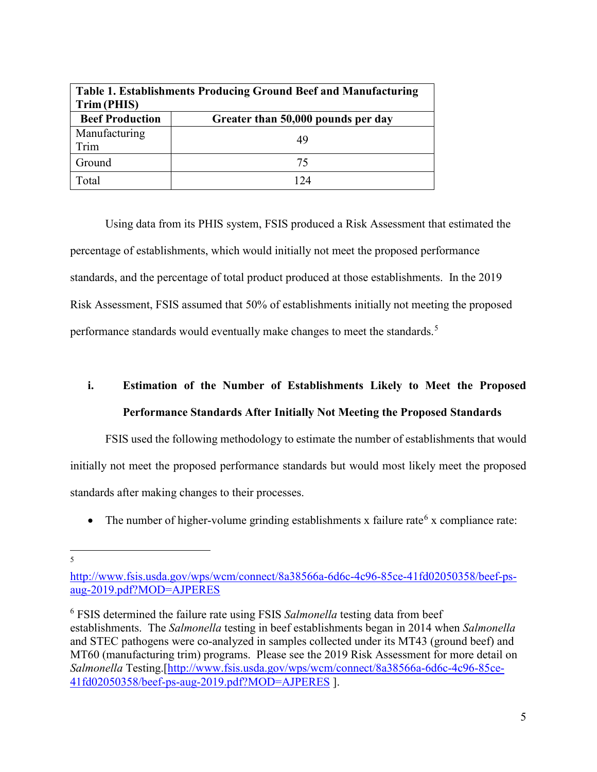| Table 1. Establishments Producing Ground Beef and Manufacturing Trim (PHIS) | |
|---|---|
| **Beef Production** | **Greater than 50,000 pounds per day** |
| Manufacturing Trim | 49 |
| Ground | 75 |
| Total | 124 |

Using data from its PHIS system, FSIS produced a Risk Assessment that estimated the percentage of establishments, which would initially not meet the proposed performance standards, and the percentage of total product produced at those establishments. In the 2019 Risk Assessment, FSIS assumed that 50% of establishments initially not meeting the proposed performance standards would eventually make changes to meet the standards.[5]

### i. Estimation of the Number of Establishments Likely to Meet the Proposed Performance Standards After Initially Not Meeting the Proposed Standards

FSIS used the following methodology to estimate the number of establishments that would initially not meet the proposed performance standards but would most likely meet the proposed standards after making changes to their processes.

- The number of higher-volume grinding establishments x failure rate[6] x compliance rate:

---

[5] http://www.fsis.usda.gov/wps/wcm/connect/8a38566a-6d6c-4c96-85ce-41fd02050358/beef-ps-aug-2019.pdf?MOD=AJPERES

[6] FSIS determined the failure rate using FSIS *Salmonella* testing data from beef establishments. The *Salmonella* testing in beef establishments began in 2014 when *Salmonella* and STEC pathogens were co-analyzed in samples collected under its MT43 (ground beef) and MT60 (manufacturing trim) programs. Please see the 2019 Risk Assessment for more detail on *Salmonella* Testing.[http://www.fsis.usda.gov/wps/wcm/connect/8a38566a-6d6c-4c96-85ce-41fd02050358/beef-ps-aug-2019.pdf?MOD=AJPERES ].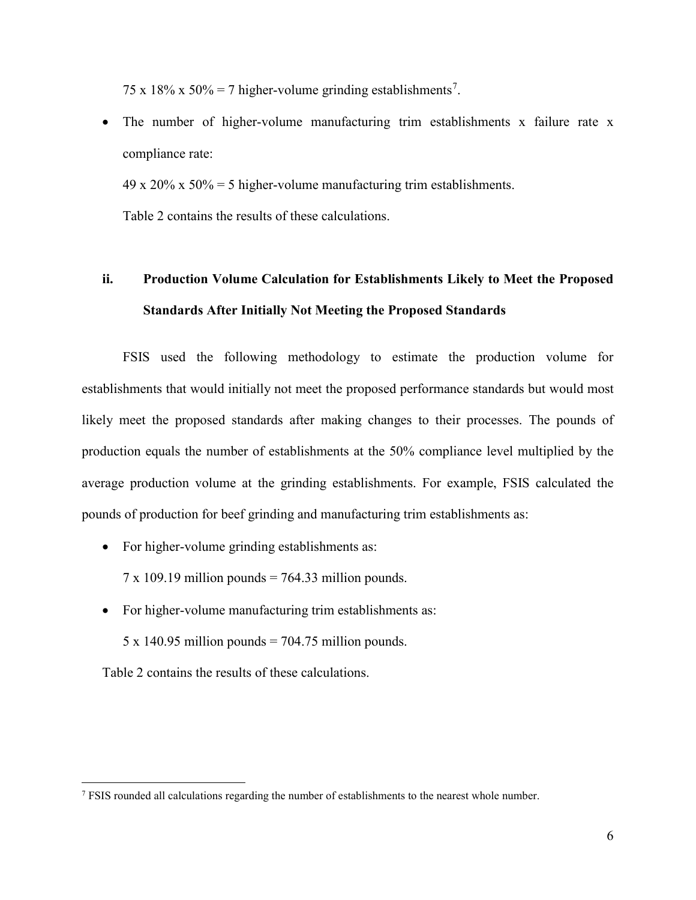75 x 18% x 50% = 7 higher-volume grinding establishments[7].

- The number of higher-volume manufacturing trim establishments x failure rate x compliance rate:

  49 x 20% x 50% = 5 higher-volume manufacturing trim establishments.

  Table 2 contains the results of these calculations.

### ii. Production Volume Calculation for Establishments Likely to Meet the Proposed Standards After Initially Not Meeting the Proposed Standards

FSIS used the following methodology to estimate the production volume for establishments that would initially not meet the proposed performance standards but would most likely meet the proposed standards after making changes to their processes. The pounds of production equals the number of establishments at the 50% compliance level multiplied by the average production volume at the grinding establishments. For example, FSIS calculated the pounds of production for beef grinding and manufacturing trim establishments as:

- For higher-volume grinding establishments as:

  7 x 109.19 million pounds = 764.33 million pounds.

- For higher-volume manufacturing trim establishments as:

  5 x 140.95 million pounds = 704.75 million pounds.

Table 2 contains the results of these calculations.

---

[7] FSIS rounded all calculations regarding the number of establishments to the nearest whole number.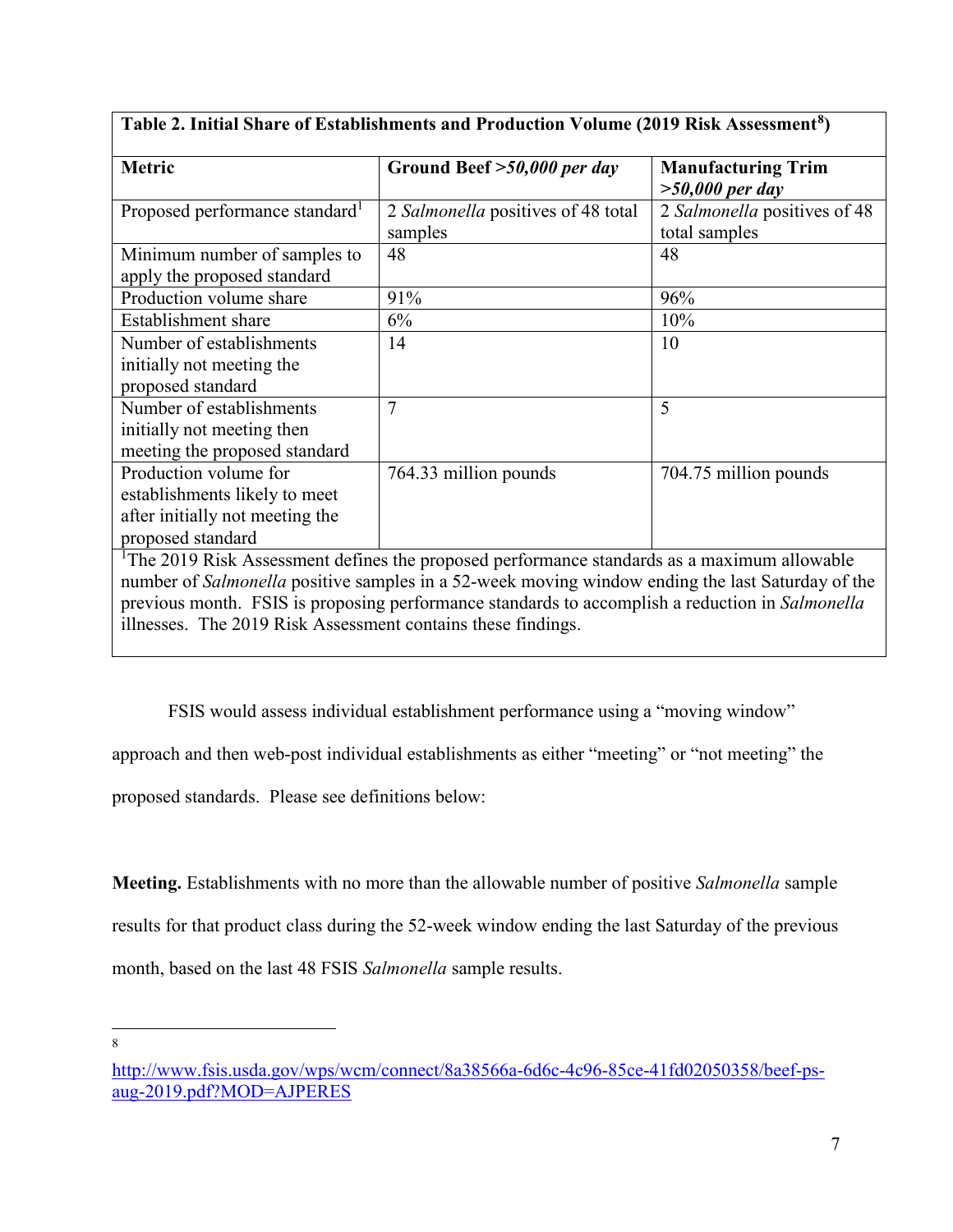**Table 2. Initial Share of Establishments and Production Volume (2019 Risk Assessment[8])**

| Metric | Ground Beef *>50,000 per day* | Manufacturing Trim *>50,000 per day* |
|---|---|---|
| Proposed performance standard[1] | 2 *Salmonella* positives of 48 total samples | 2 *Salmonella* positives of 48 total samples |
| Minimum number of samples to apply the proposed standard | 48 | 48 |
| Production volume share | 91% | 96% |
| Establishment share | 6% | 10% |
| Number of establishments initially not meeting the proposed standard | 14 | 10 |
| Number of establishments initially not meeting then meeting the proposed standard | 7 | 5 |
| Production volume for establishments likely to meet after initially not meeting the proposed standard | 764.33 million pounds | 704.75 million pounds |

[1]The 2019 Risk Assessment defines the proposed performance standards as a maximum allowable number of *Salmonella* positive samples in a 52-week moving window ending the last Saturday of the previous month. FSIS is proposing performance standards to accomplish a reduction in *Salmonella* illnesses. The 2019 Risk Assessment contains these findings.

FSIS would assess individual establishment performance using a "moving window" approach and then web-post individual establishments as either "meeting" or "not meeting" the proposed standards. Please see definitions below:

**Meeting.** Establishments with no more than the allowable number of positive *Salmonella* sample results for that product class during the 52-week window ending the last Saturday of the previous month, based on the last 48 FSIS *Salmonella* sample results.

---

[8] http://www.fsis.usda.gov/wps/wcm/connect/8a38566a-6d6c-4c96-85ce-41fd02050358/beef-ps-aug-2019.pdf?MOD=AJPERES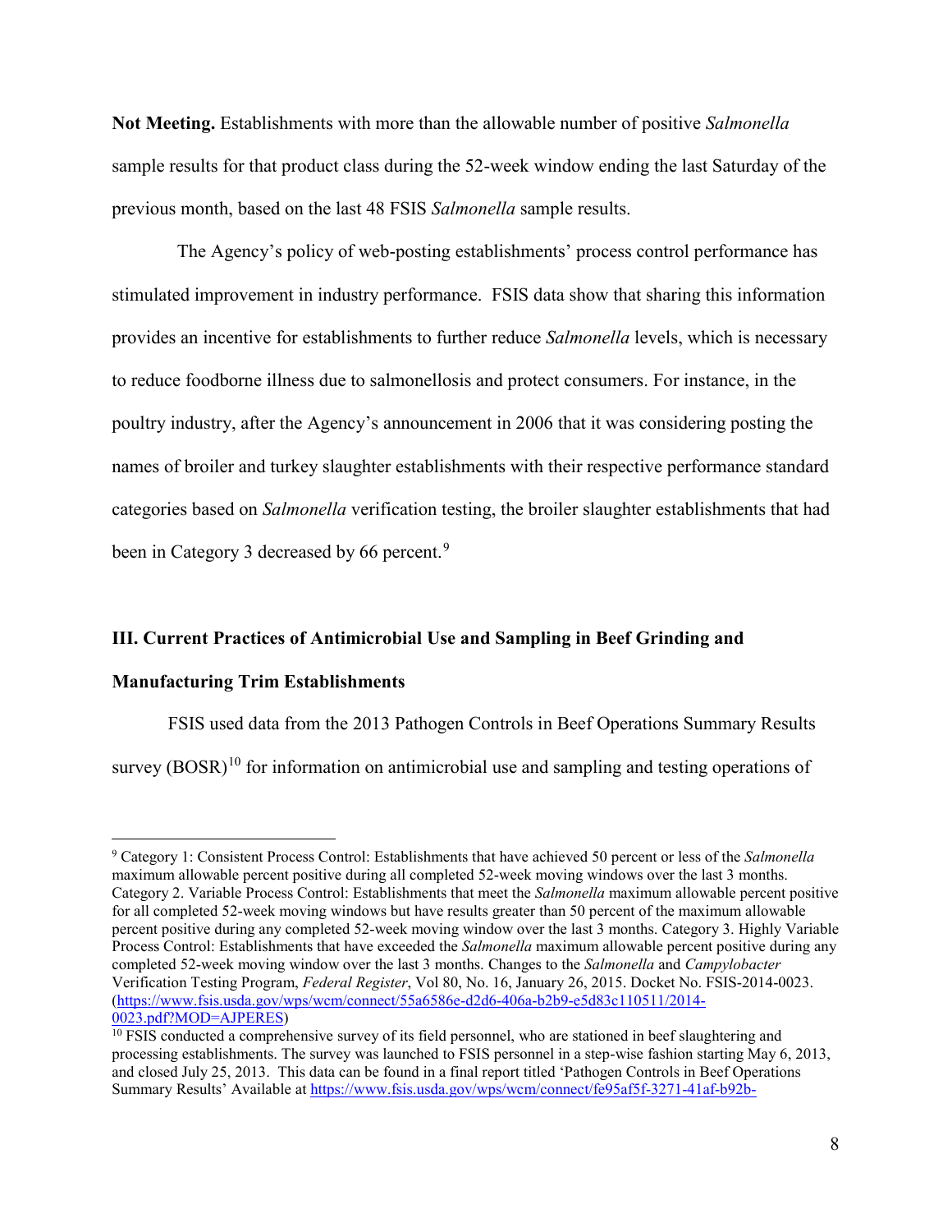**Not Meeting.** Establishments with more than the allowable number of positive *Salmonella* sample results for that product class during the 52-week window ending the last Saturday of the previous month, based on the last 48 FSIS *Salmonella* sample results.

The Agency's policy of web-posting establishments' process control performance has stimulated improvement in industry performance. FSIS data show that sharing this information provides an incentive for establishments to further reduce *Salmonella* levels, which is necessary to reduce foodborne illness due to salmonellosis and protect consumers. For instance, in the poultry industry, after the Agency's announcement in 2006 that it was considering posting the names of broiler and turkey slaughter establishments with their respective performance standard categories based on *Salmonella* verification testing, the broiler slaughter establishments that had been in Category 3 decreased by 66 percent.[9]

## III. Current Practices of Antimicrobial Use and Sampling in Beef Grinding and Manufacturing Trim Establishments

FSIS used data from the 2013 Pathogen Controls in Beef Operations Summary Results survey (BOSR)[10] for information on antimicrobial use and sampling and testing operations of

---

[9] Category 1: Consistent Process Control: Establishments that have achieved 50 percent or less of the *Salmonella* maximum allowable percent positive during all completed 52-week moving windows over the last 3 months. Category 2. Variable Process Control: Establishments that meet the *Salmonella* maximum allowable percent positive for all completed 52-week moving windows but have results greater than 50 percent of the maximum allowable percent positive during any completed 52-week moving window over the last 3 months. Category 3. Highly Variable Process Control: Establishments that have exceeded the *Salmonella* maximum allowable percent positive during any completed 52-week moving window over the last 3 months. Changes to the *Salmonella* and *Campylobacter* Verification Testing Program, *Federal Register*, Vol 80, No. 16, January 26, 2015. Docket No. FSIS-2014-0023. (https://www.fsis.usda.gov/wps/wcm/connect/55a6586e-d2d6-406a-b2b9-e5d83c110511/2014-0023.pdf?MOD=AJPERES)

[10] FSIS conducted a comprehensive survey of its field personnel, who are stationed in beef slaughtering and processing establishments. The survey was launched to FSIS personnel in a step-wise fashion starting May 6, 2013, and closed July 25, 2013. This data can be found in a final report titled 'Pathogen Controls in Beef Operations Summary Results' Available at https://www.fsis.usda.gov/wps/wcm/connect/fe95af5f-3271-41af-b92b-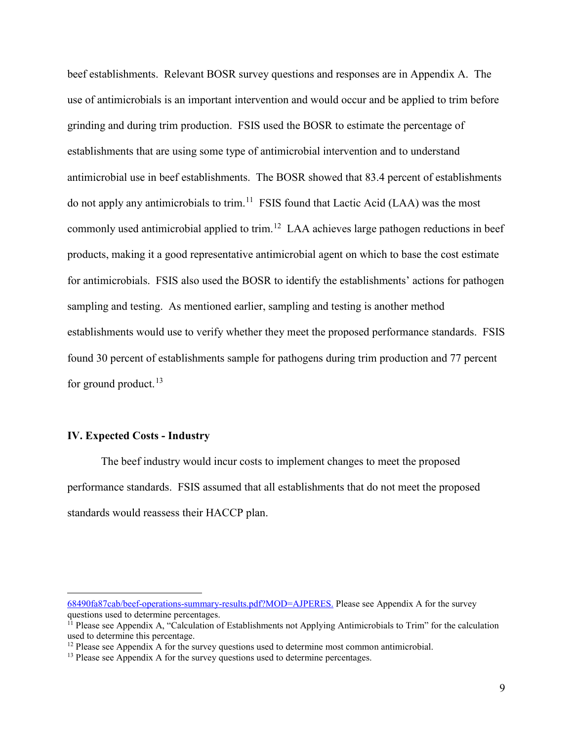beef establishments. Relevant BOSR survey questions and responses are in Appendix A. The use of antimicrobials is an important intervention and would occur and be applied to trim before grinding and during trim production. FSIS used the BOSR to estimate the percentage of establishments that are using some type of antimicrobial intervention and to understand antimicrobial use in beef establishments. The BOSR showed that 83.4 percent of establishments do not apply any antimicrobials to trim.[11] FSIS found that Lactic Acid (LAA) was the most commonly used antimicrobial applied to trim.[12] LAA achieves large pathogen reductions in beef products, making it a good representative antimicrobial agent on which to base the cost estimate for antimicrobials. FSIS also used the BOSR to identify the establishments' actions for pathogen sampling and testing. As mentioned earlier, sampling and testing is another method establishments would use to verify whether they meet the proposed performance standards. FSIS found 30 percent of establishments sample for pathogens during trim production and 77 percent for ground product.[13]

## IV. Expected Costs - Industry

The beef industry would incur costs to implement changes to meet the proposed performance standards. FSIS assumed that all establishments that do not meet the proposed standards would reassess their HACCP plan.

---

68490fa87cab/beef-operations-summary-results.pdf?MOD=AJPERES. Please see Appendix A for the survey questions used to determine percentages.

[11] Please see Appendix A, "Calculation of Establishments not Applying Antimicrobials to Trim" for the calculation used to determine this percentage.

[12] Please see Appendix A for the survey questions used to determine most common antimicrobial.

[13] Please see Appendix A for the survey questions used to determine percentages.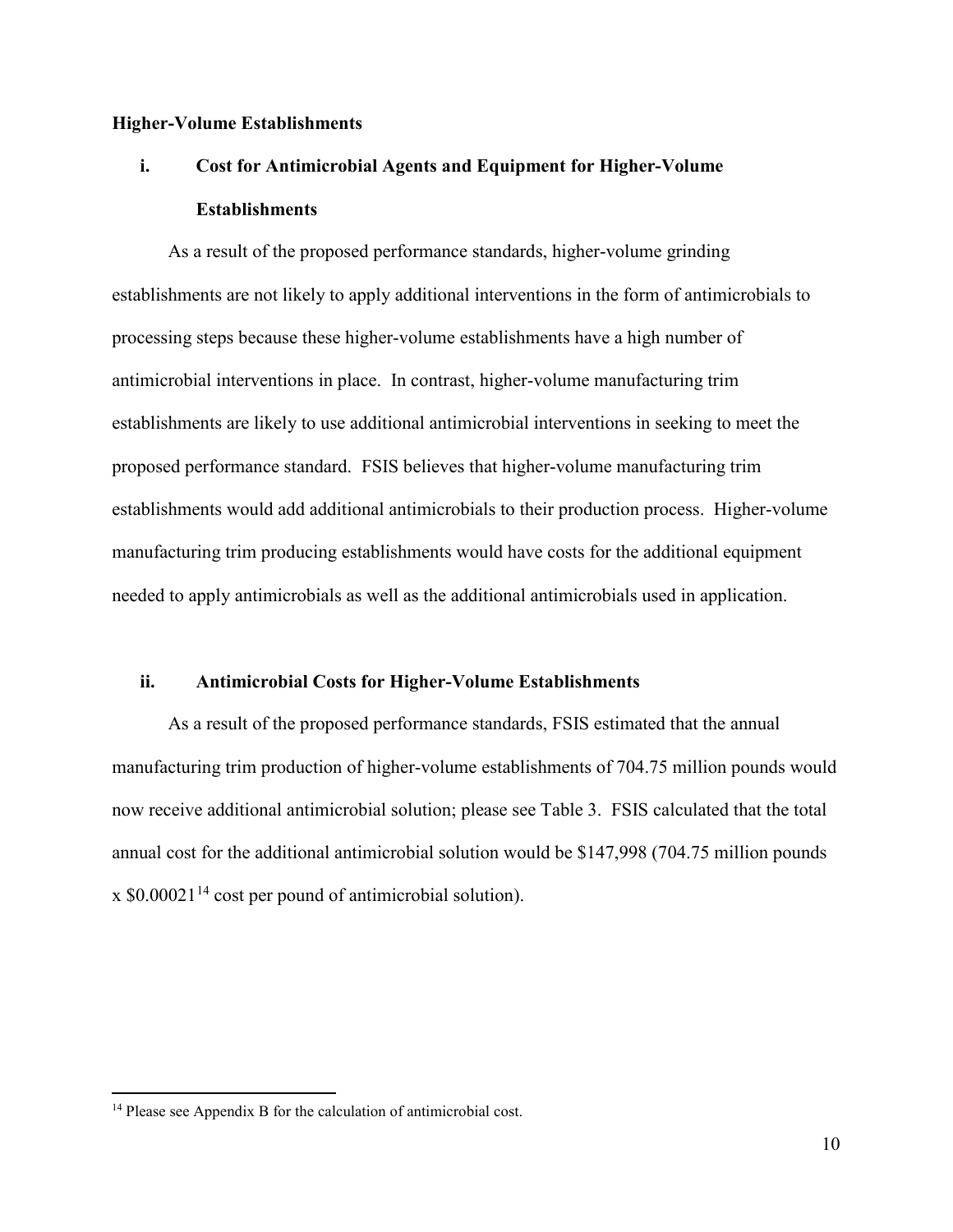**Higher-Volume Establishments**

**i. Cost for Antimicrobial Agents and Equipment for Higher-Volume Establishments**

As a result of the proposed performance standards, higher-volume grinding establishments are not likely to apply additional interventions in the form of antimicrobials to processing steps because these higher-volume establishments have a high number of antimicrobial interventions in place. In contrast, higher-volume manufacturing trim establishments are likely to use additional antimicrobial interventions in seeking to meet the proposed performance standard. FSIS believes that higher-volume manufacturing trim establishments would add additional antimicrobials to their production process. Higher-volume manufacturing trim producing establishments would have costs for the additional equipment needed to apply antimicrobials as well as the additional antimicrobials used in application.

**ii. Antimicrobial Costs for Higher-Volume Establishments**

As a result of the proposed performance standards, FSIS estimated that the annual manufacturing trim production of higher-volume establishments of 704.75 million pounds would now receive additional antimicrobial solution; please see Table 3. FSIS calculated that the total annual cost for the additional antimicrobial solution would be $147,998 (704.75 million pounds x $0.00021[14] cost per pound of antimicrobial solution).

[14] Please see Appendix B for the calculation of antimicrobial cost.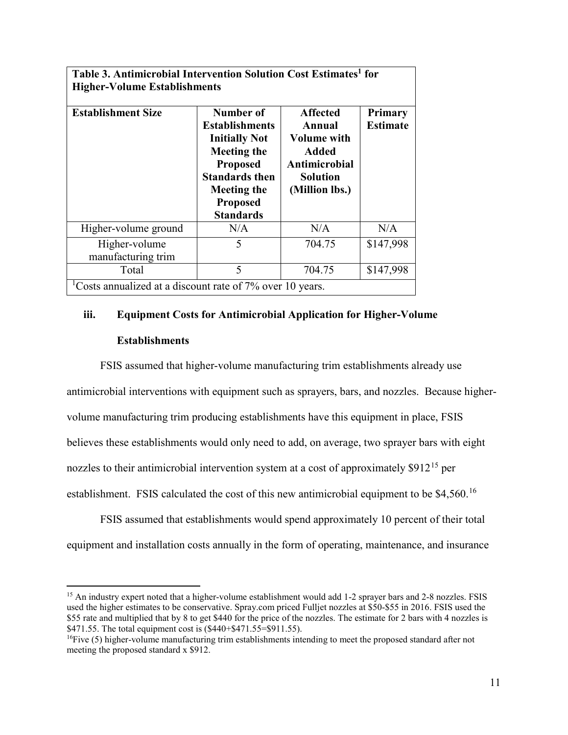| Table 3. Antimicrobial Intervention Solution Cost Estimates[1] for Higher-Volume Establishments | | | |
|---|---|---|---|
| **Establishment Size** | **Number of Establishments Initially Not Meeting the Proposed Standards then Meeting the Proposed Standards** | **Affected Annual Volume with Added Antimicrobial Solution (Million lbs.)** | **Primary Estimate** |
| Higher-volume ground | N/A | N/A | N/A |
| Higher-volume manufacturing trim | 5 | 704.75 | $147,998 |
| Total | 5 | 704.75 | $147,998 |
| [1]Costs annualized at a discount rate of 7% over 10 years. | | | |

### iii. Equipment Costs for Antimicrobial Application for Higher-Volume Establishments

FSIS assumed that higher-volume manufacturing trim establishments already use antimicrobial interventions with equipment such as sprayers, bars, and nozzles. Because higher-volume manufacturing trim producing establishments have this equipment in place, FSIS believes these establishments would only need to add, on average, two sprayer bars with eight nozzles to their antimicrobial intervention system at a cost of approximately $912[15] per establishment. FSIS calculated the cost of this new antimicrobial equipment to be $4,560.[16]

FSIS assumed that establishments would spend approximately 10 percent of their total equipment and installation costs annually in the form of operating, maintenance, and insurance

---

[15] An industry expert noted that a higher-volume establishment would add 1-2 sprayer bars and 2-8 nozzles. FSIS used the higher estimates to be conservative. Spray.com priced Fulljet nozzles at $50-$55 in 2016. FSIS used the $55 rate and multiplied that by 8 to get $440 for the price of the nozzles. The estimate for 2 bars with 4 nozzles is $471.55. The total equipment cost is ($440+$471.55=$911.55).

[16] Five (5) higher-volume manufacturing trim establishments intending to meet the proposed standard after not meeting the proposed standard x $912.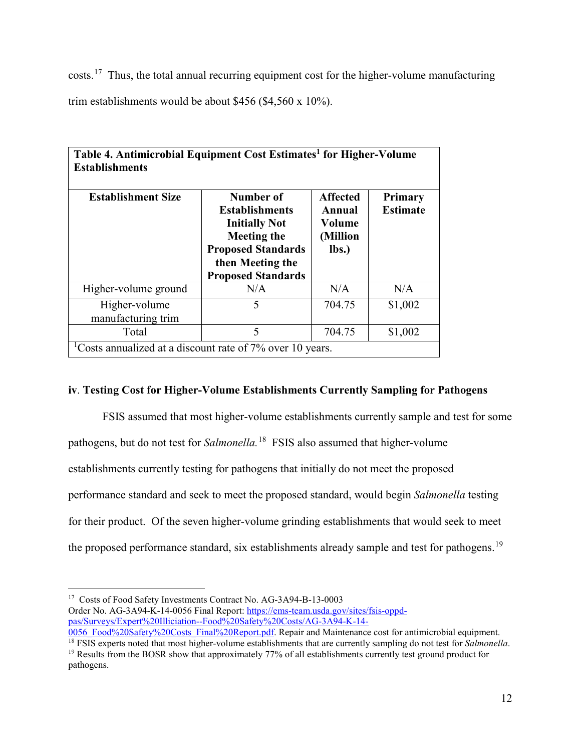costs.[17] Thus, the total annual recurring equipment cost for the higher-volume manufacturing trim establishments would be about $456 ($4,560 x 10%).

| Table 4. Antimicrobial Equipment Cost Estimates[1] for Higher-Volume Establishments | | | |
|---|---|---|---|
| **Establishment Size** | **Number of Establishments Initially Not Meeting the Proposed Standards then Meeting the Proposed Standards** | **Affected Annual Volume (Million lbs.)** | **Primary Estimate** |
| Higher-volume ground | N/A | N/A | N/A |
| Higher-volume manufacturing trim | 5 | 704.75 | $1,002 |
| Total | 5 | 704.75 | $1,002 |
| [1]Costs annualized at a discount rate of 7% over 10 years. | | | |

**iv. Testing Cost for Higher-Volume Establishments Currently Sampling for Pathogens**

FSIS assumed that most higher-volume establishments currently sample and test for some pathogens, but do not test for *Salmonella.*[18] FSIS also assumed that higher-volume establishments currently testing for pathogens that initially do not meet the proposed performance standard and seek to meet the proposed standard, would begin *Salmonella* testing for their product. Of the seven higher-volume grinding establishments that would seek to meet the proposed performance standard, six establishments already sample and test for pathogens.[19]

---

[17] Costs of Food Safety Investments Contract No. AG-3A94-B-13-0003 Order No. AG-3A94-K-14-0056 Final Report: https://ems-team.usda.gov/sites/fsis-oppd-pas/Surveys/Expert%20Illiciation--Food%20Safety%20Costs/AG-3A94-K-14-0056_Food%20Safety%20Costs_Final%20Report.pdf. Repair and Maintenance cost for antimicrobial equipment.

[18] FSIS experts noted that most higher-volume establishments that are currently sampling do not test for *Salmonella*.

[19] Results from the BOSR show that approximately 77% of all establishments currently test ground product for pathogens.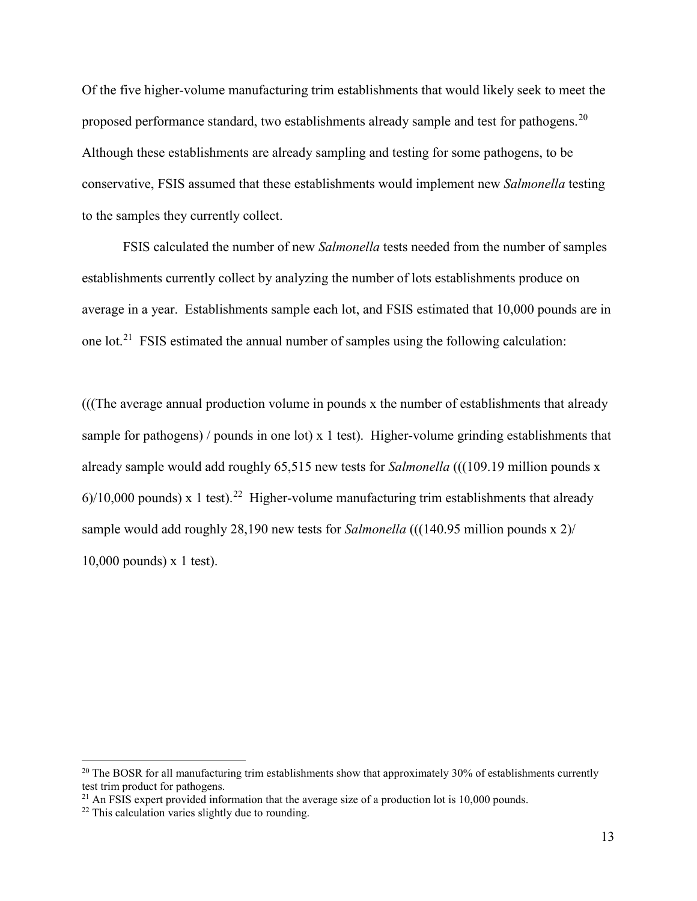Of the five higher-volume manufacturing trim establishments that would likely seek to meet the proposed performance standard, two establishments already sample and test for pathogens.[20] Although these establishments are already sampling and testing for some pathogens, to be conservative, FSIS assumed that these establishments would implement new *Salmonella* testing to the samples they currently collect.

FSIS calculated the number of new *Salmonella* tests needed from the number of samples establishments currently collect by analyzing the number of lots establishments produce on average in a year. Establishments sample each lot, and FSIS estimated that 10,000 pounds are in one lot.[21] FSIS estimated the annual number of samples using the following calculation:

(((The average annual production volume in pounds x the number of establishments that already sample for pathogens) / pounds in one lot) x 1 test). Higher-volume grinding establishments that already sample would add roughly 65,515 new tests for *Salmonella* (((109.19 million pounds x 6)/10,000 pounds) x 1 test).[22] Higher-volume manufacturing trim establishments that already sample would add roughly 28,190 new tests for *Salmonella* (((140.95 million pounds x 2)/ 10,000 pounds) x 1 test).

---

[20] The BOSR for all manufacturing trim establishments show that approximately 30% of establishments currently test trim product for pathogens.

[21] An FSIS expert provided information that the average size of a production lot is 10,000 pounds.

[22] This calculation varies slightly due to rounding.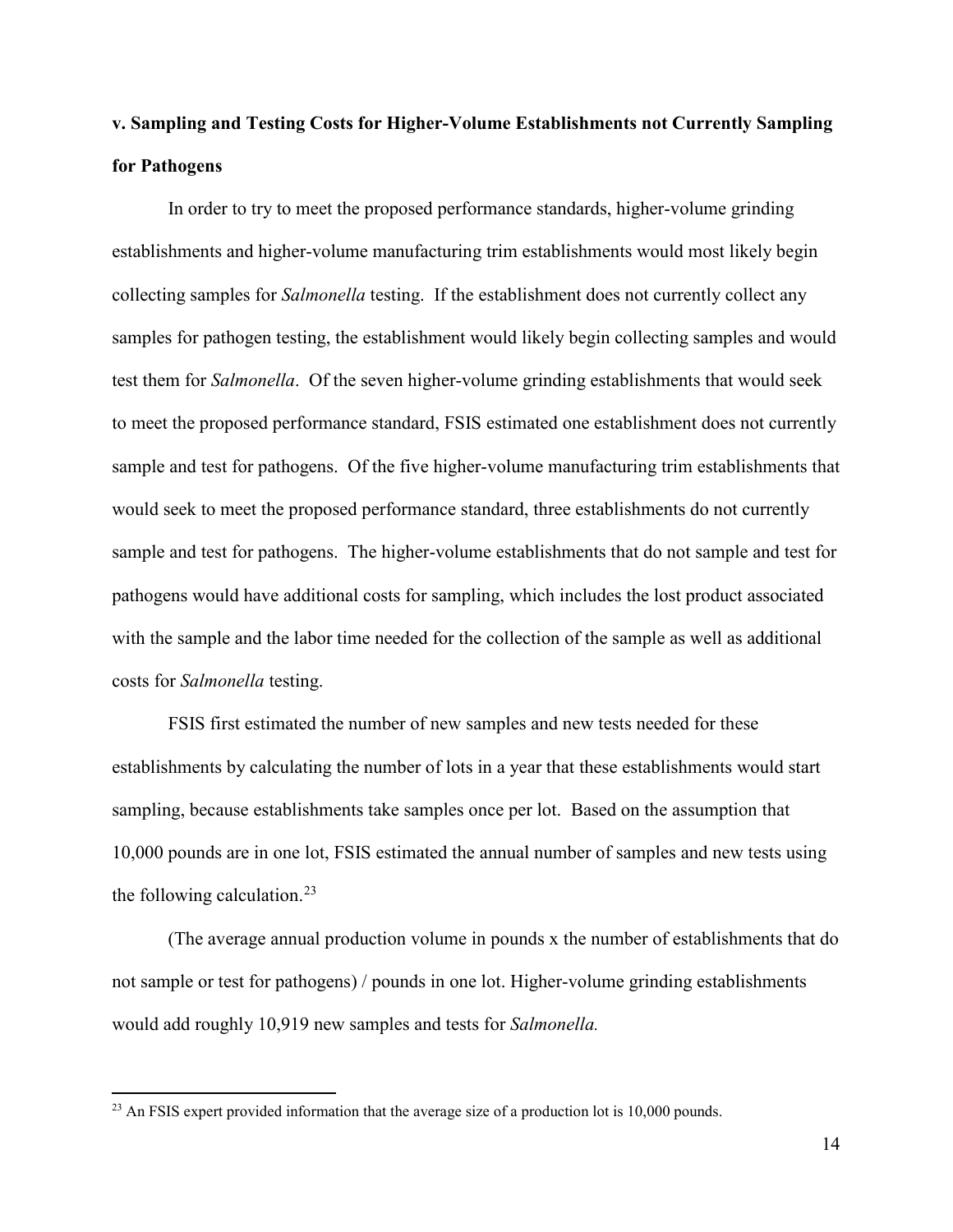### v. Sampling and Testing Costs for Higher-Volume Establishments not Currently Sampling for Pathogens

In order to try to meet the proposed performance standards, higher-volume grinding establishments and higher-volume manufacturing trim establishments would most likely begin collecting samples for *Salmonella* testing. If the establishment does not currently collect any samples for pathogen testing, the establishment would likely begin collecting samples and would test them for *Salmonella*. Of the seven higher-volume grinding establishments that would seek to meet the proposed performance standard, FSIS estimated one establishment does not currently sample and test for pathogens. Of the five higher-volume manufacturing trim establishments that would seek to meet the proposed performance standard, three establishments do not currently sample and test for pathogens. The higher-volume establishments that do not sample and test for pathogens would have additional costs for sampling, which includes the lost product associated with the sample and the labor time needed for the collection of the sample as well as additional costs for *Salmonella* testing.

FSIS first estimated the number of new samples and new tests needed for these establishments by calculating the number of lots in a year that these establishments would start sampling, because establishments take samples once per lot. Based on the assumption that 10,000 pounds are in one lot, FSIS estimated the annual number of samples and new tests using the following calculation.[23]

(The average annual production volume in pounds x the number of establishments that do not sample or test for pathogens) / pounds in one lot. Higher-volume grinding establishments would add roughly 10,919 new samples and tests for *Salmonella.*

---

[23] An FSIS expert provided information that the average size of a production lot is 10,000 pounds.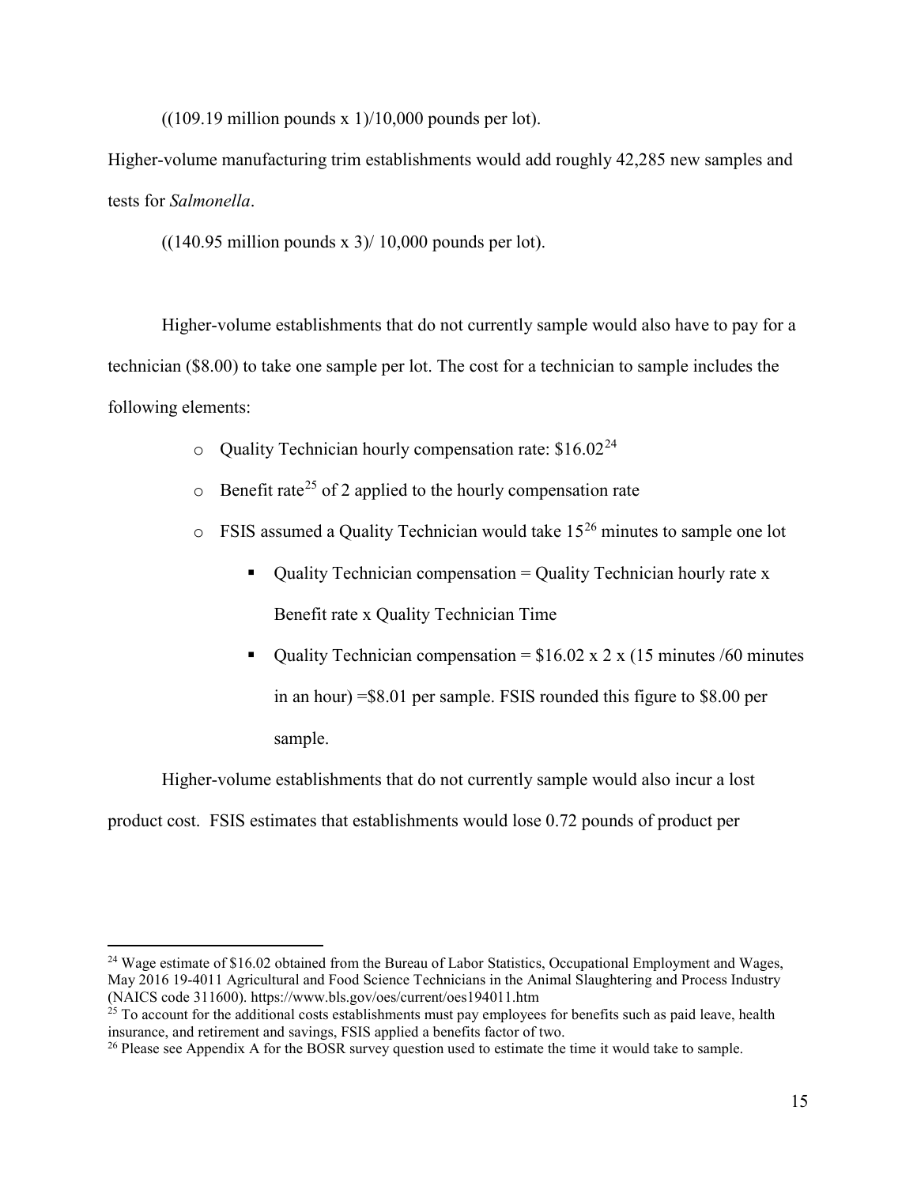((109.19 million pounds x 1)/10,000 pounds per lot).

Higher-volume manufacturing trim establishments would add roughly 42,285 new samples and tests for *Salmonella*.

((140.95 million pounds x 3)/ 10,000 pounds per lot).

Higher-volume establishments that do not currently sample would also have to pay for a technician ($8.00) to take one sample per lot. The cost for a technician to sample includes the following elements:

- Quality Technician hourly compensation rate: $16.02[24]
- Benefit rate[25] of 2 applied to the hourly compensation rate
- FSIS assumed a Quality Technician would take 15[26] minutes to sample one lot
  - Quality Technician compensation = Quality Technician hourly rate x Benefit rate x Quality Technician Time
  - Quality Technician compensation = $16.02 x 2 x (15 minutes /60 minutes in an hour) =$8.01 per sample. FSIS rounded this figure to $8.00 per sample.

Higher-volume establishments that do not currently sample would also incur a lost product cost. FSIS estimates that establishments would lose 0.72 pounds of product per

[24] Wage estimate of $16.02 obtained from the Bureau of Labor Statistics, Occupational Employment and Wages, May 2016 19-4011 Agricultural and Food Science Technicians in the Animal Slaughtering and Process Industry (NAICS code 311600). https://www.bls.gov/oes/current/oes194011.htm

[25] To account for the additional costs establishments must pay employees for benefits such as paid leave, health insurance, and retirement and savings, FSIS applied a benefits factor of two.

[26] Please see Appendix A for the BOSR survey question used to estimate the time it would take to sample.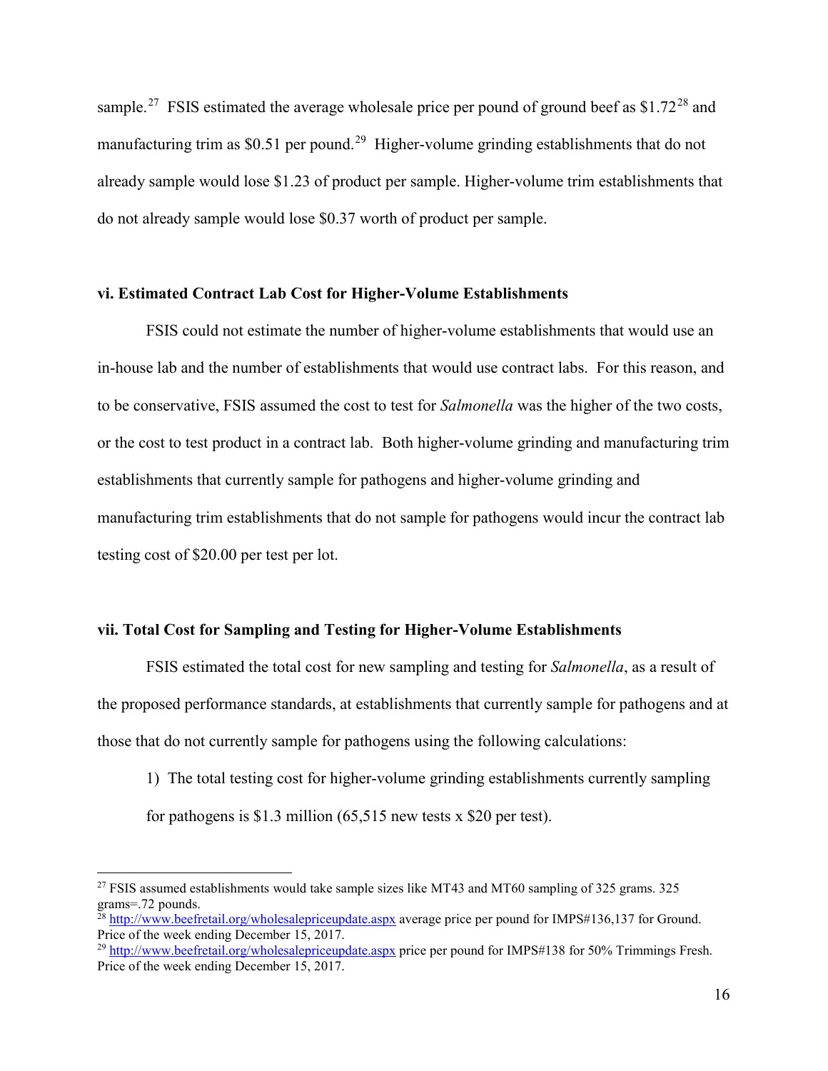sample.[27] FSIS estimated the average wholesale price per pound of ground beef as $1.72[28] and manufacturing trim as $0.51 per pound.[29] Higher-volume grinding establishments that do not already sample would lose $1.23 of product per sample. Higher-volume trim establishments that do not already sample would lose $0.37 worth of product per sample.

**vi. Estimated Contract Lab Cost for Higher-Volume Establishments**

FSIS could not estimate the number of higher-volume establishments that would use an in-house lab and the number of establishments that would use contract labs. For this reason, and to be conservative, FSIS assumed the cost to test for *Salmonella* was the higher of the two costs, or the cost to test product in a contract lab. Both higher-volume grinding and manufacturing trim establishments that currently sample for pathogens and higher-volume grinding and manufacturing trim establishments that do not sample for pathogens would incur the contract lab testing cost of $20.00 per test per lot.

**vii. Total Cost for Sampling and Testing for Higher-Volume Establishments**

FSIS estimated the total cost for new sampling and testing for *Salmonella*, as a result of the proposed performance standards, at establishments that currently sample for pathogens and at those that do not currently sample for pathogens using the following calculations:

1) The total testing cost for higher-volume grinding establishments currently sampling for pathogens is $1.3 million (65,515 new tests x $20 per test).

---

[27] FSIS assumed establishments would take sample sizes like MT43 and MT60 sampling of 325 grams. 325 grams=.72 pounds.

[28] http://www.beefretail.org/wholesalepriceupdate.aspx average price per pound for IMPS#136,137 for Ground. Price of the week ending December 15, 2017.

[29] http://www.beefretail.org/wholesalepriceupdate.aspx price per pound for IMPS#138 for 50% Trimmings Fresh. Price of the week ending December 15, 2017.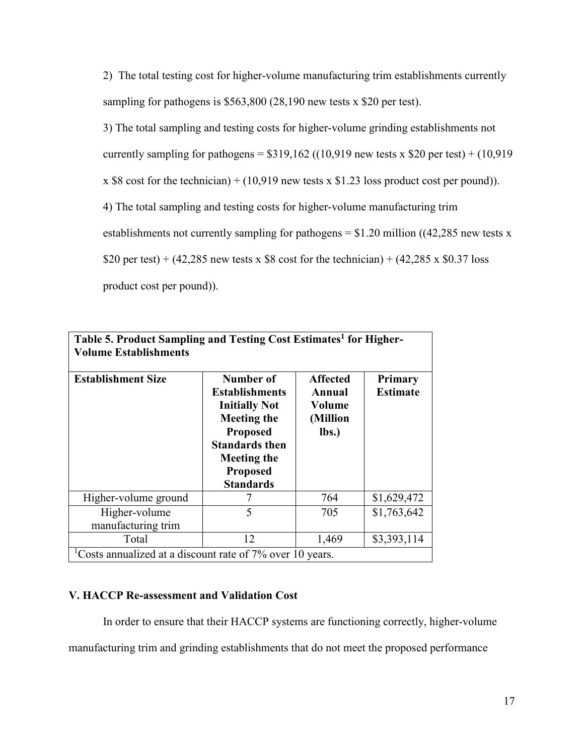2) The total testing cost for higher-volume manufacturing trim establishments currently sampling for pathogens is $563,800 (28,190 new tests x $20 per test).

3) The total sampling and testing costs for higher-volume grinding establishments not currently sampling for pathogens = $319,162 ((10,919 new tests x $20 per test) + (10,919 x $8 cost for the technician) + (10,919 new tests x $1.23 loss product cost per pound)).

4) The total sampling and testing costs for higher-volume manufacturing trim establishments not currently sampling for pathogens = $1.20 million ((42,285 new tests x $20 per test) + (42,285 new tests x $8 cost for the technician) + (42,285 x $0.37 loss product cost per pound)).

**Table 5. Product Sampling and Testing Cost Estimates[1] for Higher-Volume Establishments**

| Establishment Size | Number of Establishments Initially Not Meeting the Proposed Standards then Meeting the Proposed Standards | Affected Annual Volume (Million lbs.) | Primary Estimate |
|---|---|---|---|
| Higher-volume ground | 7 | 764 | $1,629,472 |
| Higher-volume manufacturing trim | 5 | 705 | $1,763,642 |
| Total | 12 | 1,469 | $3,393,114 |

[1]Costs annualized at a discount rate of 7% over 10 years.

### V. HACCP Re-assessment and Validation Cost

In order to ensure that their HACCP systems are functioning correctly, higher-volume manufacturing trim and grinding establishments that do not meet the proposed performance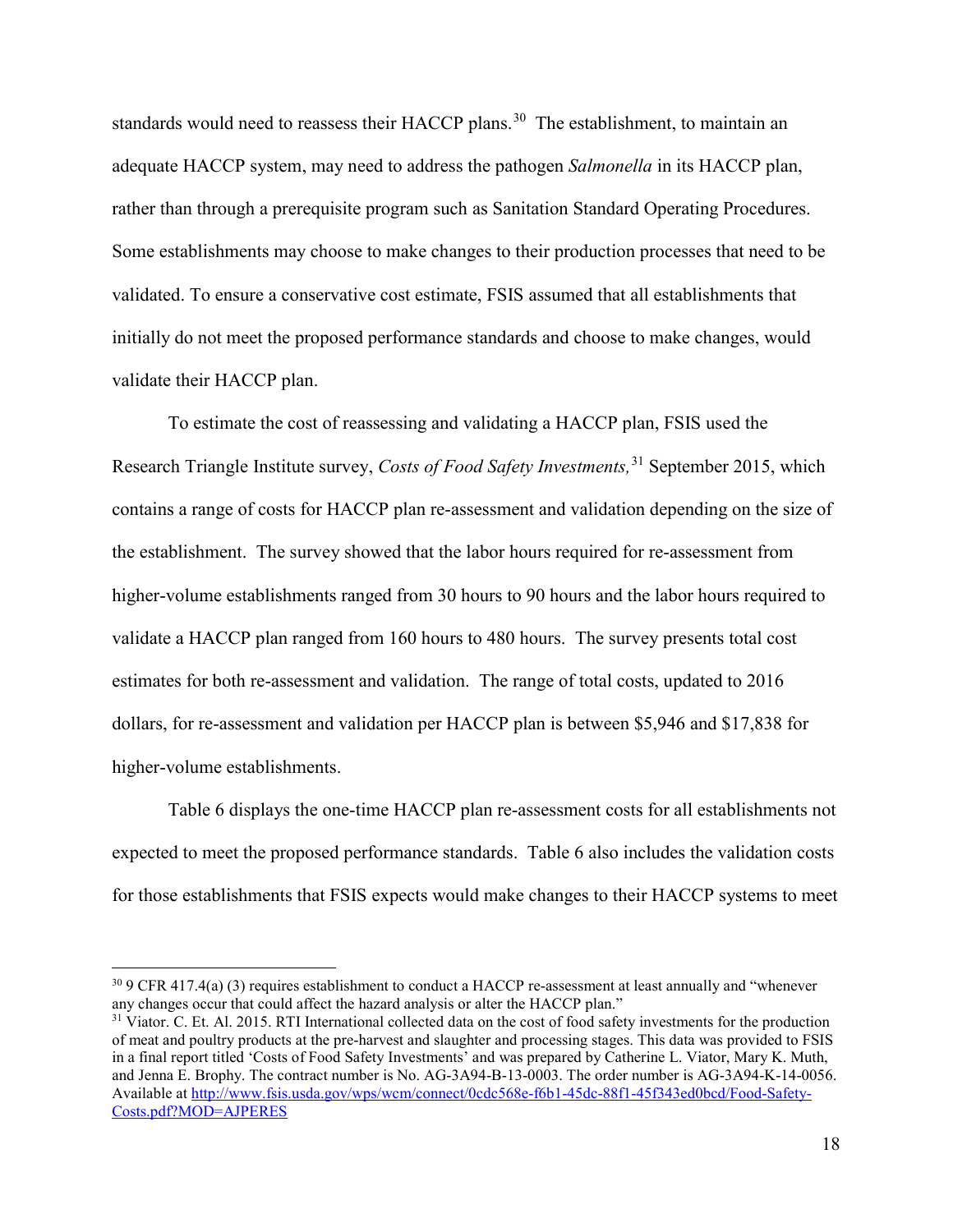standards would need to reassess their HACCP plans.[30] The establishment, to maintain an adequate HACCP system, may need to address the pathogen *Salmonella* in its HACCP plan, rather than through a prerequisite program such as Sanitation Standard Operating Procedures. Some establishments may choose to make changes to their production processes that need to be validated. To ensure a conservative cost estimate, FSIS assumed that all establishments that initially do not meet the proposed performance standards and choose to make changes, would validate their HACCP plan.

To estimate the cost of reassessing and validating a HACCP plan, FSIS used the Research Triangle Institute survey, *Costs of Food Safety Investments,*[31] September 2015, which contains a range of costs for HACCP plan re-assessment and validation depending on the size of the establishment. The survey showed that the labor hours required for re-assessment from higher-volume establishments ranged from 30 hours to 90 hours and the labor hours required to validate a HACCP plan ranged from 160 hours to 480 hours. The survey presents total cost estimates for both re-assessment and validation. The range of total costs, updated to 2016 dollars, for re-assessment and validation per HACCP plan is between $5,946 and $17,838 for higher-volume establishments.

Table 6 displays the one-time HACCP plan re-assessment costs for all establishments not expected to meet the proposed performance standards. Table 6 also includes the validation costs for those establishments that FSIS expects would make changes to their HACCP systems to meet

---

[30] 9 CFR 417.4(a) (3) requires establishment to conduct a HACCP re-assessment at least annually and "whenever any changes occur that could affect the hazard analysis or alter the HACCP plan."

[31] Viator. C. Et. Al. 2015. RTI International collected data on the cost of food safety investments for the production of meat and poultry products at the pre-harvest and slaughter and processing stages. This data was provided to FSIS in a final report titled 'Costs of Food Safety Investments' and was prepared by Catherine L. Viator, Mary K. Muth, and Jenna E. Brophy. The contract number is No. AG-3A94-B-13-0003. The order number is AG-3A94-K-14-0056. Available at [http://www.fsis.usda.gov/wps/wcm/connect/0cdc568e-f6b1-45dc-88f1-45f343ed0bcd/Food-Safety-Costs.pdf?MOD=AJPERES](http://www.fsis.usda.gov/wps/wcm/connect/0cdc568e-f6b1-45dc-88f1-45f343ed0bcd/Food-Safety-Costs.pdf?MOD=AJPERES)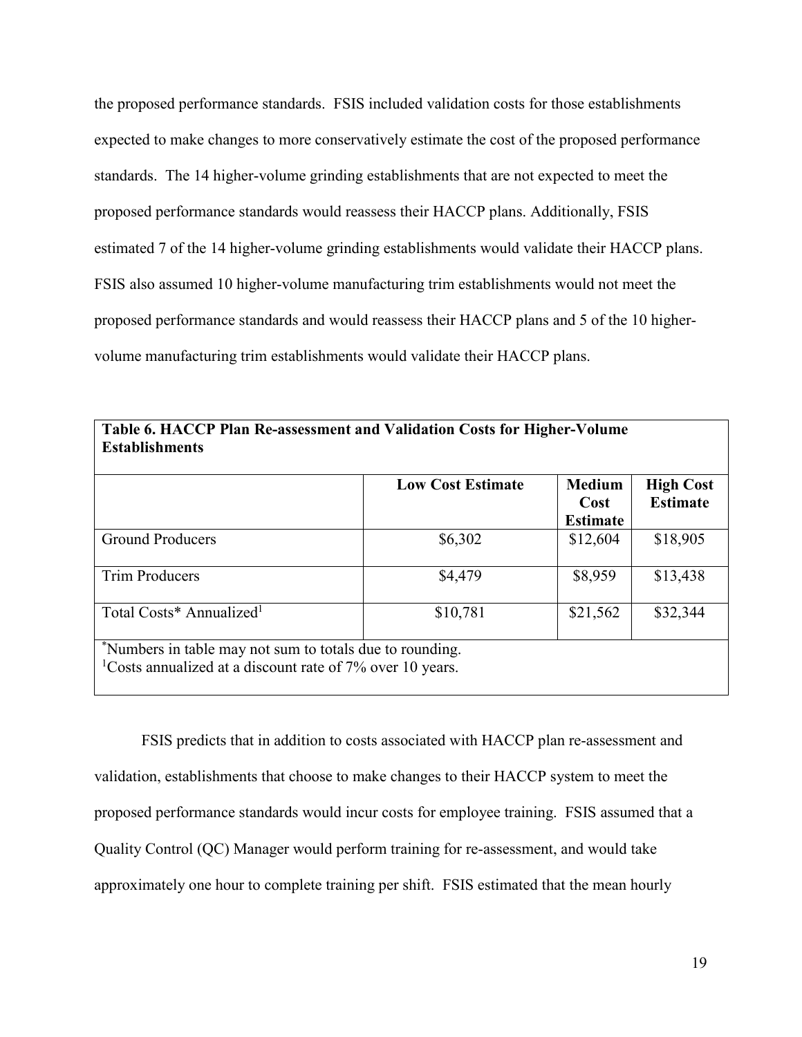the proposed performance standards. FSIS included validation costs for those establishments expected to make changes to more conservatively estimate the cost of the proposed performance standards. The 14 higher-volume grinding establishments that are not expected to meet the proposed performance standards would reassess their HACCP plans. Additionally, FSIS estimated 7 of the 14 higher-volume grinding establishments would validate their HACCP plans. FSIS also assumed 10 higher-volume manufacturing trim establishments would not meet the proposed performance standards and would reassess their HACCP plans and 5 of the 10 higher-volume manufacturing trim establishments would validate their HACCP plans.

**Table 6. HACCP Plan Re-assessment and Validation Costs for Higher-Volume Establishments**

| | Low Cost Estimate | Medium Cost Estimate | High Cost Estimate |
|---|---|---|---|
| Ground Producers | $6,302 | $12,604 | $18,905 |
| Trim Producers | $4,479 | $8,959 | $13,438 |
| Total Costs* Annualized[1] | $10,781 | $21,562 | $32,344 |

*Numbers in table may not sum to totals due to rounding.
[1]Costs annualized at a discount rate of 7% over 10 years.

FSIS predicts that in addition to costs associated with HACCP plan re-assessment and validation, establishments that choose to make changes to their HACCP system to meet the proposed performance standards would incur costs for employee training. FSIS assumed that a Quality Control (QC) Manager would perform training for re-assessment, and would take approximately one hour to complete training per shift. FSIS estimated that the mean hourly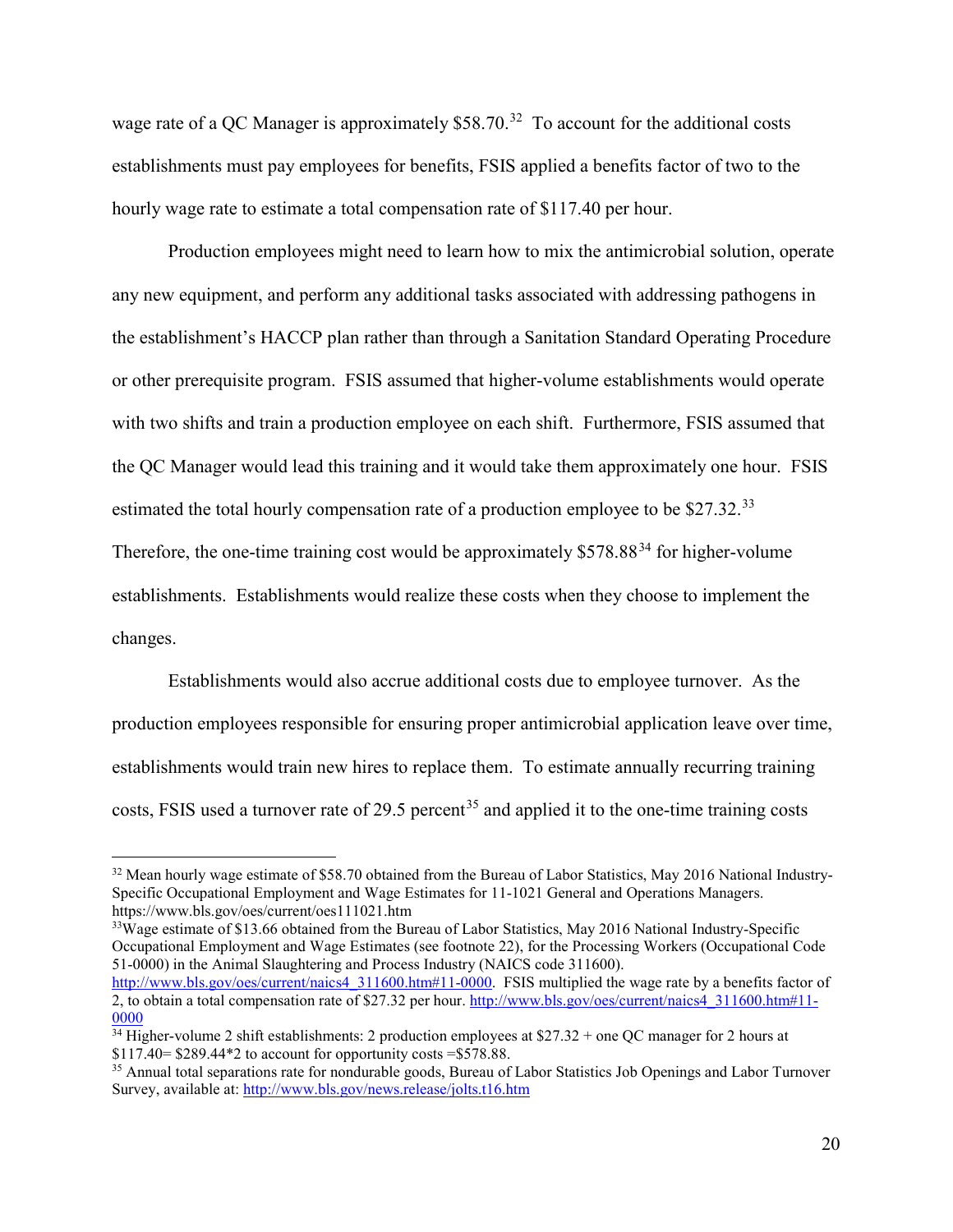wage rate of a QC Manager is approximately \$58.70.[32] To account for the additional costs establishments must pay employees for benefits, FSIS applied a benefits factor of two to the hourly wage rate to estimate a total compensation rate of \$117.40 per hour.

Production employees might need to learn how to mix the antimicrobial solution, operate any new equipment, and perform any additional tasks associated with addressing pathogens in the establishment's HACCP plan rather than through a Sanitation Standard Operating Procedure or other prerequisite program. FSIS assumed that higher-volume establishments would operate with two shifts and train a production employee on each shift. Furthermore, FSIS assumed that the QC Manager would lead this training and it would take them approximately one hour. FSIS estimated the total hourly compensation rate of a production employee to be \$27.32.[33] Therefore, the one-time training cost would be approximately \$578.88[34] for higher-volume establishments. Establishments would realize these costs when they choose to implement the changes.

Establishments would also accrue additional costs due to employee turnover. As the production employees responsible for ensuring proper antimicrobial application leave over time, establishments would train new hires to replace them. To estimate annually recurring training costs, FSIS used a turnover rate of 29.5 percent[35] and applied it to the one-time training costs

---

[32] Mean hourly wage estimate of \$58.70 obtained from the Bureau of Labor Statistics, May 2016 National Industry-Specific Occupational Employment and Wage Estimates for 11-1021 General and Operations Managers. https://www.bls.gov/oes/current/oes111021.htm

[33] Wage estimate of \$13.66 obtained from the Bureau of Labor Statistics, May 2016 National Industry-Specific Occupational Employment and Wage Estimates (see footnote 22), for the Processing Workers (Occupational Code 51-0000) in the Animal Slaughtering and Process Industry (NAICS code 311600). http://www.bls.gov/oes/current/naics4_311600.htm#11-0000. FSIS multiplied the wage rate by a benefits factor of 2, to obtain a total compensation rate of \$27.32 per hour. http://www.bls.gov/oes/current/naics4_311600.htm#11-0000

[34] Higher-volume 2 shift establishments: 2 production employees at \$27.32 + one QC manager for 2 hours at \$117.40= \$289.44*2 to account for opportunity costs =\$578.88.

[35] Annual total separations rate for nondurable goods, Bureau of Labor Statistics Job Openings and Labor Turnover Survey, available at: http://www.bls.gov/news.release/jolts.t16.htm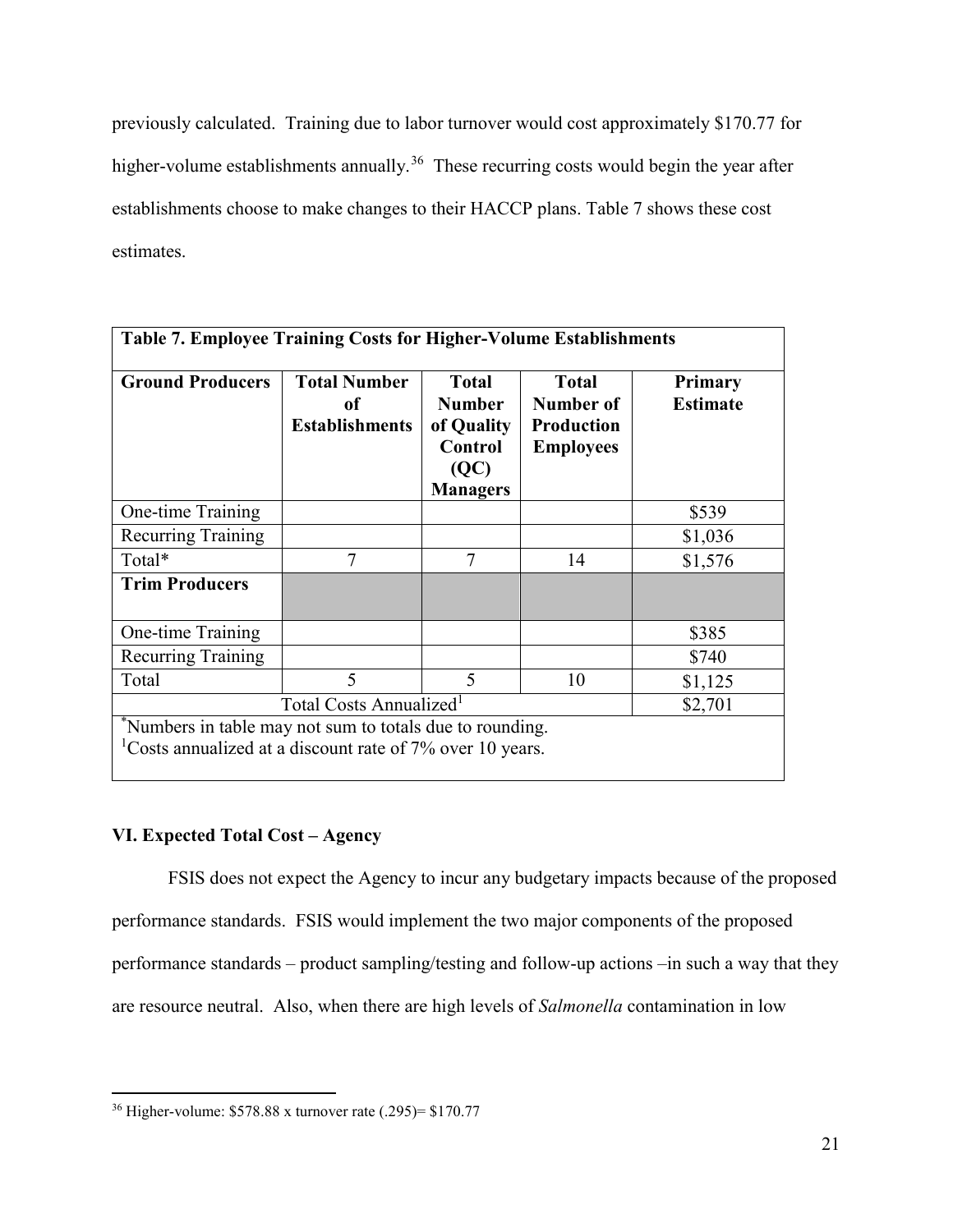previously calculated. Training due to labor turnover would cost approximately $170.77 for higher-volume establishments annually.[36] These recurring costs would begin the year after establishments choose to make changes to their HACCP plans. Table 7 shows these cost estimates.

| Table 7. Employee Training Costs for Higher-Volume Establishments | | | | |
|---|---|---|---|---|
| **Ground Producers** | **Total Number of Establishments** | **Total Number of Quality Control (QC) Managers** | **Total Number of Production Employees** | **Primary Estimate** |
| One-time Training | | | | $539 |
| Recurring Training | | | | $1,036 |
| Total* | 7 | 7 | 14 | $1,576 |
| **Trim Producers** | | | | |
| One-time Training | | | | $385 |
| Recurring Training | | | | $740 |
| Total | 5 | 5 | 10 | $1,125 |
| Total Costs Annualized[1] | | | | $2,701 |

*Numbers in table may not sum to totals due to rounding.
[1]Costs annualized at a discount rate of 7% over 10 years.

## VI. Expected Total Cost – Agency

FSIS does not expect the Agency to incur any budgetary impacts because of the proposed performance standards. FSIS would implement the two major components of the proposed performance standards – product sampling/testing and follow-up actions –in such a way that they are resource neutral. Also, when there are high levels of *Salmonella* contamination in low

[36] Higher-volume: $578.88 x turnover rate (.295)= $170.77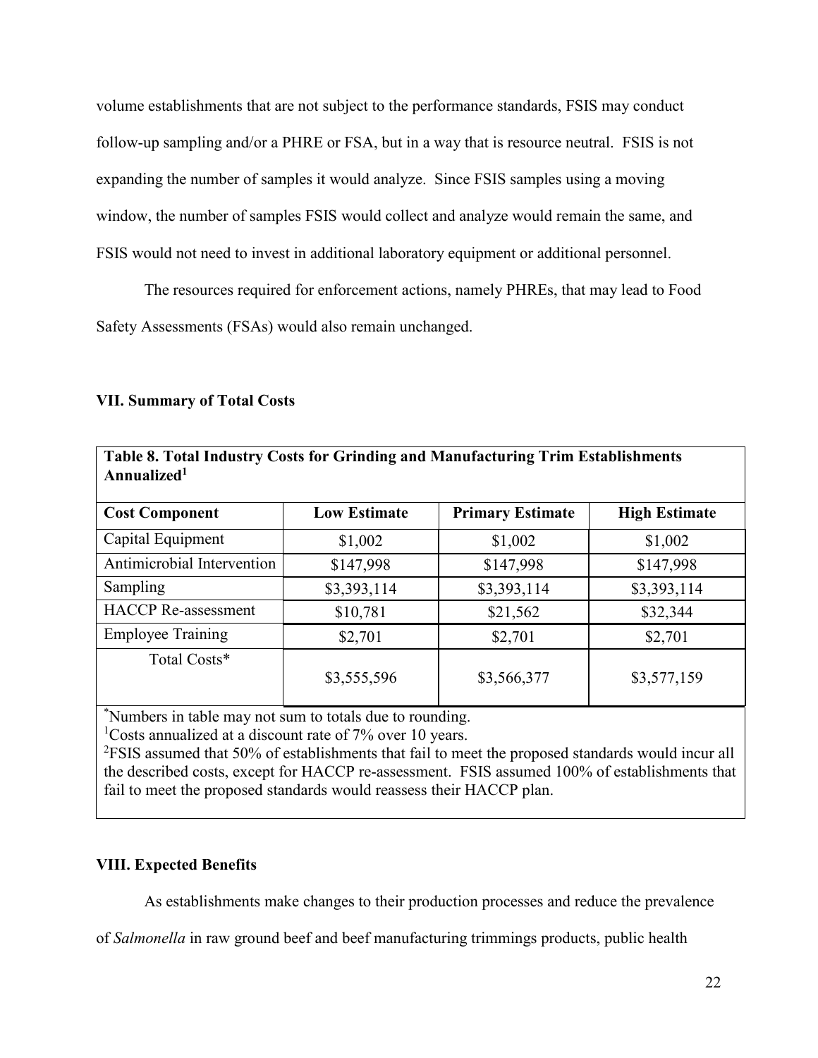volume establishments that are not subject to the performance standards, FSIS may conduct follow-up sampling and/or a PHRE or FSA, but in a way that is resource neutral. FSIS is not expanding the number of samples it would analyze. Since FSIS samples using a moving window, the number of samples FSIS would collect and analyze would remain the same, and FSIS would not need to invest in additional laboratory equipment or additional personnel.

The resources required for enforcement actions, namely PHREs, that may lead to Food Safety Assessments (FSAs) would also remain unchanged.

## VII. Summary of Total Costs

**Table 8. Total Industry Costs for Grinding and Manufacturing Trim Establishments Annualized[1]**

| Cost Component | Low Estimate | Primary Estimate | High Estimate |
|---|---|---|---|
| Capital Equipment | $1,002 | $1,002 | $1,002 |
| Antimicrobial Intervention | $147,998 | $147,998 | $147,998 |
| Sampling | $3,393,114 | $3,393,114 | $3,393,114 |
| HACCP Re-assessment | $10,781 | $21,562 | $32,344 |
| Employee Training | $2,701 | $2,701 | $2,701 |
| Total Costs* | $3,555,596 | $3,566,377 | $3,577,159 |

*Numbers in table may not sum to totals due to rounding.
[1]Costs annualized at a discount rate of 7% over 10 years.
[2]FSIS assumed that 50% of establishments that fail to meet the proposed standards would incur all the described costs, except for HACCP re-assessment. FSIS assumed 100% of establishments that fail to meet the proposed standards would reassess their HACCP plan.

## VIII. Expected Benefits

As establishments make changes to their production processes and reduce the prevalence of *Salmonella* in raw ground beef and beef manufacturing trimmings products, public health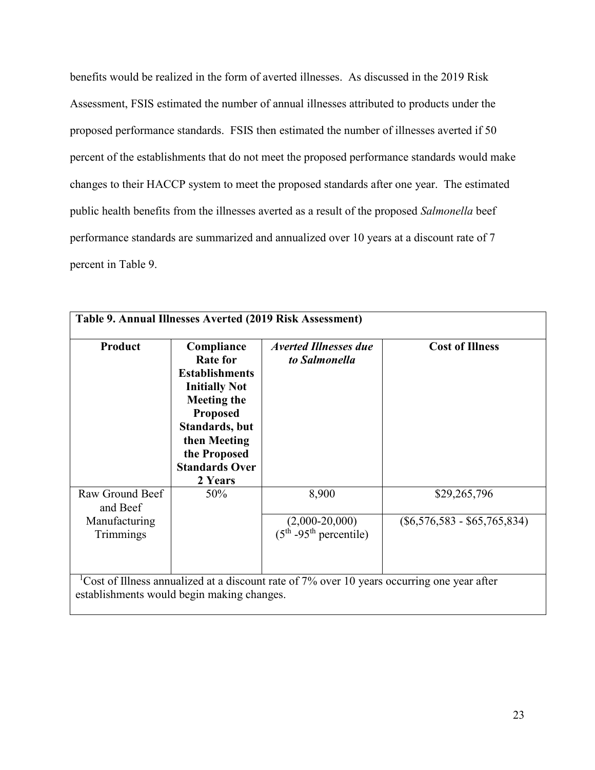benefits would be realized in the form of averted illnesses. As discussed in the 2019 Risk Assessment, FSIS estimated the number of annual illnesses attributed to products under the proposed performance standards. FSIS then estimated the number of illnesses averted if 50 percent of the establishments that do not meet the proposed performance standards would make changes to their HACCP system to meet the proposed standards after one year. The estimated public health benefits from the illnesses averted as a result of the proposed *Salmonella* beef performance standards are summarized and annualized over 10 years at a discount rate of 7 percent in Table 9.

**Table 9. Annual Illnesses Averted (2019 Risk Assessment)**

| Product | Compliance Rate for Establishments Initially Not Meeting the Proposed Standards, but then Meeting the Proposed Standards Over 2 Years | *Averted Illnesses due to Salmonella* | Cost of Illness |
|---|---|---|---|
| Raw Ground Beef and Beef Manufacturing Trimmings | 50% | 8,900 | $29,265,796 |
| | | (2,000-20,000) (5th -95th percentile) | ($6,576,583 - $65,765,834) |

[1]Cost of Illness annualized at a discount rate of 7% over 10 years occurring one year after establishments would begin making changes.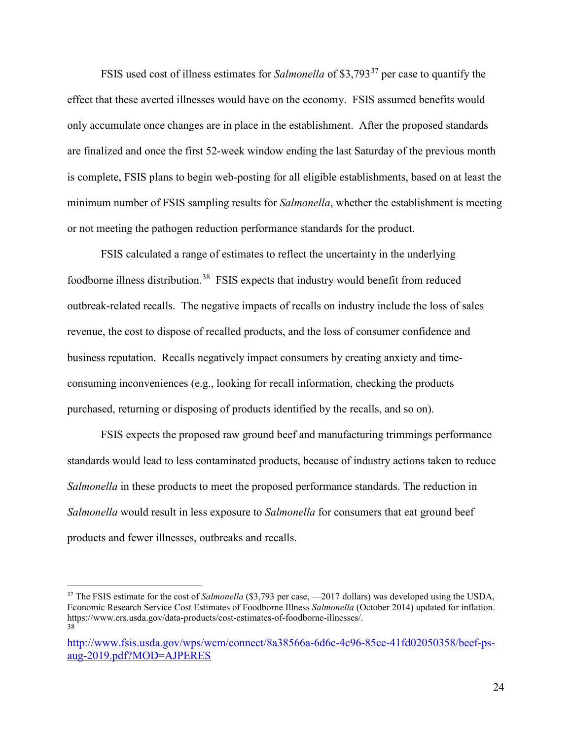FSIS used cost of illness estimates for *Salmonella* of $3,793[37] per case to quantify the effect that these averted illnesses would have on the economy. FSIS assumed benefits would only accumulate once changes are in place in the establishment. After the proposed standards are finalized and once the first 52-week window ending the last Saturday of the previous month is complete, FSIS plans to begin web-posting for all eligible establishments, based on at least the minimum number of FSIS sampling results for *Salmonella*, whether the establishment is meeting or not meeting the pathogen reduction performance standards for the product.

FSIS calculated a range of estimates to reflect the uncertainty in the underlying foodborne illness distribution.[38] FSIS expects that industry would benefit from reduced outbreak-related recalls. The negative impacts of recalls on industry include the loss of sales revenue, the cost to dispose of recalled products, and the loss of consumer confidence and business reputation. Recalls negatively impact consumers by creating anxiety and time-consuming inconveniences (e.g., looking for recall information, checking the products purchased, returning or disposing of products identified by the recalls, and so on).

FSIS expects the proposed raw ground beef and manufacturing trimmings performance standards would lead to less contaminated products, because of industry actions taken to reduce *Salmonella* in these products to meet the proposed performance standards. The reduction in *Salmonella* would result in less exposure to *Salmonella* for consumers that eat ground beef products and fewer illnesses, outbreaks and recalls.

---

[37] The FSIS estimate for the cost of *Salmonella* ($3,793 per case, —2017 dollars) was developed using the USDA, Economic Research Service Cost Estimates of Foodborne Illness *Salmonella* (October 2014) updated for inflation. https://www.ers.usda.gov/data-products/cost-estimates-of-foodborne-illnesses/.

[38] http://www.fsis.usda.gov/wps/wcm/connect/8a38566a-6d6c-4c96-85ce-41fd02050358/beef-ps-aug-2019.pdf?MOD=AJPERES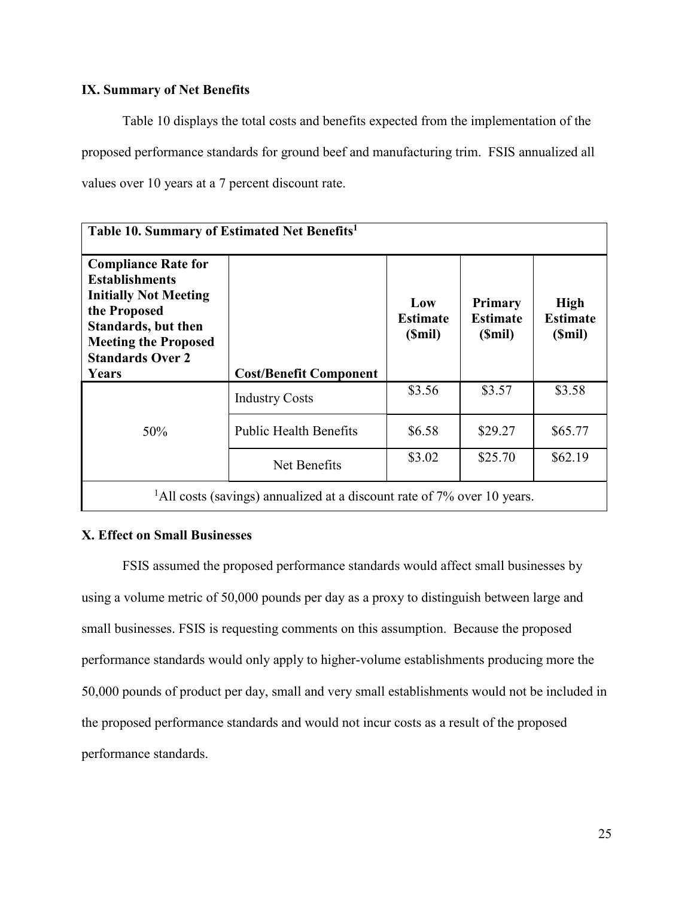## IX. Summary of Net Benefits

Table 10 displays the total costs and benefits expected from the implementation of the proposed performance standards for ground beef and manufacturing trim. FSIS annualized all values over 10 years at a 7 percent discount rate.

| **Table 10. Summary of Estimated Net Benefits**[1] | | | | |
|---|---|---|---|---|
| **Compliance Rate for Establishments Initially Not Meeting the Proposed Standards, but then Meeting the Proposed Standards Over 2 Years** | **Cost/Benefit Component** | **Low Estimate ($mil)** | **Primary Estimate ($mil)** | **High Estimate ($mil)** |
| 50% | Industry Costs | $3.56 | $3.57 | $3.58 |
| | Public Health Benefits | $6.58 | $29.27 | $65.77 |
| | Net Benefits | $3.02 | $25.70 | $62.19 |
| [1]All costs (savings) annualized at a discount rate of 7% over 10 years. | | | | |

## X. Effect on Small Businesses

FSIS assumed the proposed performance standards would affect small businesses by using a volume metric of 50,000 pounds per day as a proxy to distinguish between large and small businesses. FSIS is requesting comments on this assumption. Because the proposed performance standards would only apply to higher-volume establishments producing more the 50,000 pounds of product per day, small and very small establishments would not be included in the proposed performance standards and would not incur costs as a result of the proposed performance standards.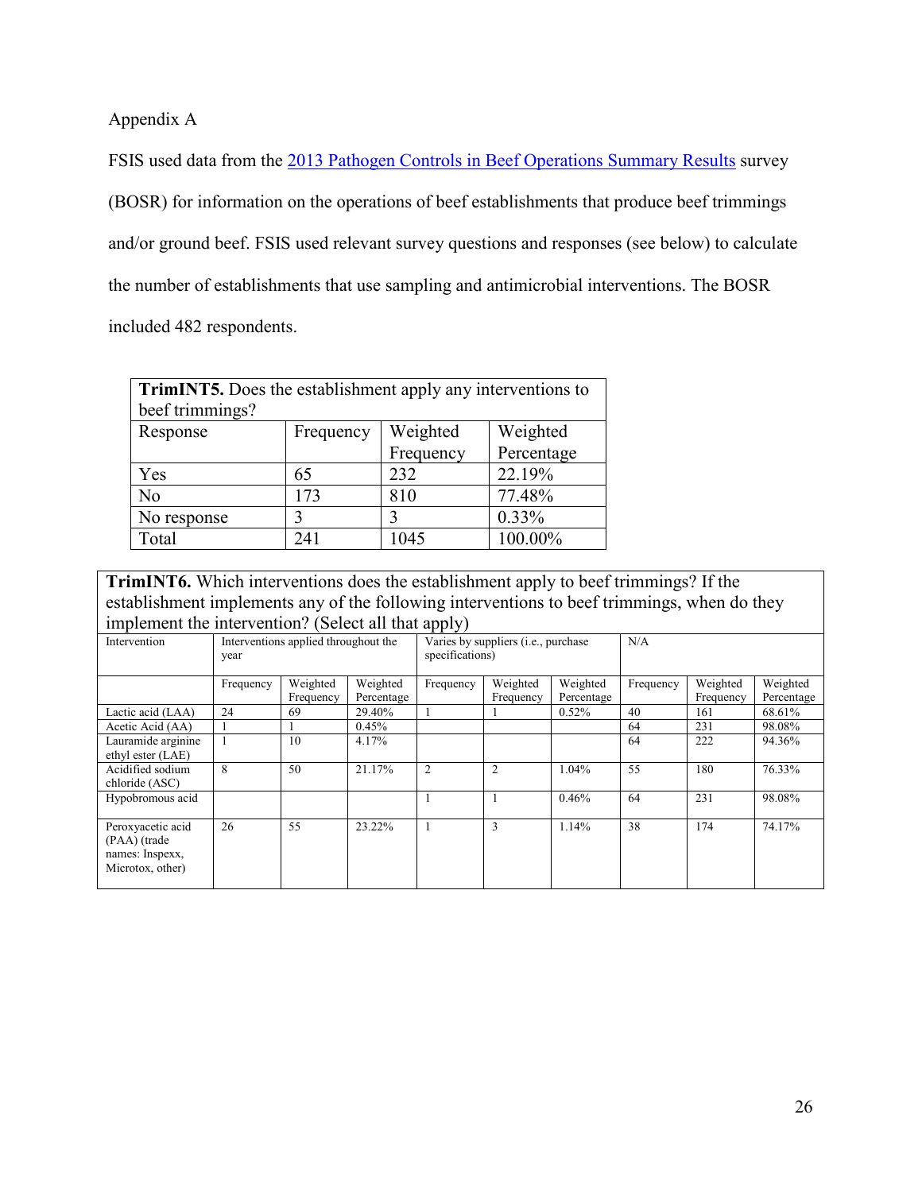Appendix A

FSIS used data from the [2013 Pathogen Controls in Beef Operations Summary Results] survey (BOSR) for information on the operations of beef establishments that produce beef trimmings and/or ground beef. FSIS used relevant survey questions and responses (see below) to calculate the number of establishments that use sampling and antimicrobial interventions. The BOSR included 482 respondents.

| **TrimINT5.** Does the establishment apply any interventions to beef trimmings? | | | |
|---|---|---|---|
| Response | Frequency | Weighted Frequency | Weighted Percentage |
| Yes | 65 | 232 | 22.19% |
| No | 173 | 810 | 77.48% |
| No response | 3 | 3 | 0.33% |
| Total | 241 | 1045 | 100.00% |

**TrimINT6.** Which interventions does the establishment apply to beef trimmings? If the establishment implements any of the following interventions to beef trimmings, when do they implement the intervention? (Select all that apply)

| Intervention | Interventions applied throughout the year | | | Varies by suppliers (i.e., purchase specifications) | | | N/A | | |
|---|---|---|---|---|---|---|---|---|---|
| | Frequency | Weighted Frequency | Weighted Percentage | Frequency | Weighted Frequency | Weighted Percentage | Frequency | Weighted Frequency | Weighted Percentage |
| Lactic acid (LAA) | 24 | 69 | 29.40% | 1 | 1 | 0.52% | 40 | 161 | 68.61% |
| Acetic Acid (AA) | 1 | 1 | 0.45% | | | | 64 | 231 | 98.08% |
| Lauramide arginine ethyl ester (LAE) | 1 | 10 | 4.17% | | | | 64 | 222 | 94.36% |
| Acidified sodium chloride (ASC) | 8 | 50 | 21.17% | 2 | 2 | 1.04% | 55 | 180 | 76.33% |
| Hypobromous acid | | | | 1 | 1 | 0.46% | 64 | 231 | 98.08% |
| Peroxyacetic acid (PAA) (trade names: Inspexx, Microtox, other) | 26 | 55 | 23.22% | 1 | 3 | 1.14% | 38 | 174 | 74.17% |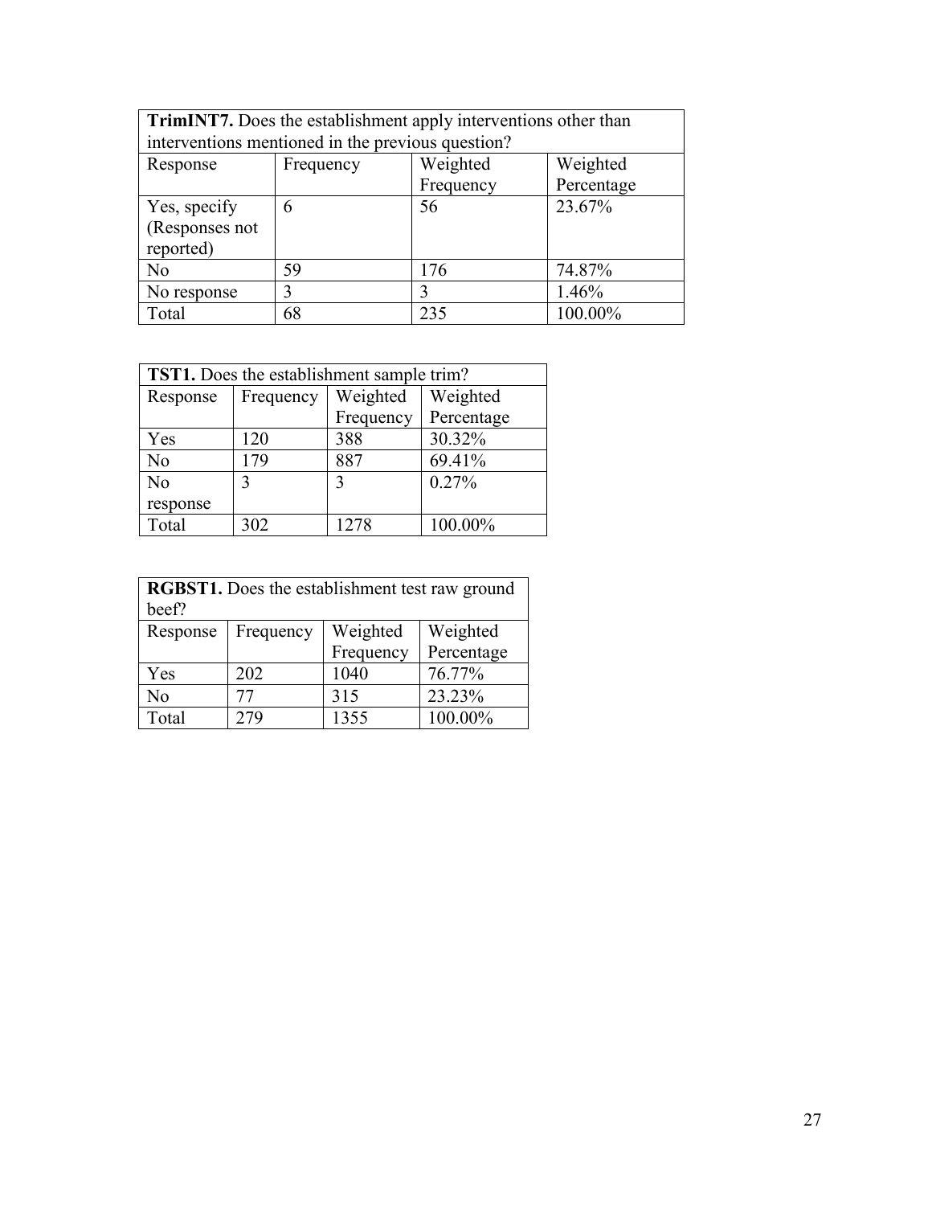| **TrimINT7.** Does the establishment apply interventions other than interventions mentioned in the previous question? | | | |
|---|---|---|---|
| Response | Frequency | Weighted Frequency | Weighted Percentage |
| Yes, specify (Responses not reported) | 6 | 56 | 23.67% |
| No | 59 | 176 | 74.87% |
| No response | 3 | 3 | 1.46% |
| Total | 68 | 235 | 100.00% |

| **TST1.** Does the establishment sample trim? | | | |
|---|---|---|---|
| Response | Frequency | Weighted Frequency | Weighted Percentage |
| Yes | 120 | 388 | 30.32% |
| No | 179 | 887 | 69.41% |
| No response | 3 | 3 | 0.27% |
| Total | 302 | 1278 | 100.00% |

| **RGBST1.** Does the establishment test raw ground beef? | | | |
|---|---|---|---|
| Response | Frequency | Weighted Frequency | Weighted Percentage |
| Yes | 202 | 1040 | 76.77% |
| No | 77 | 315 | 23.23% |
| Total | 279 | 1355 | 100.00% |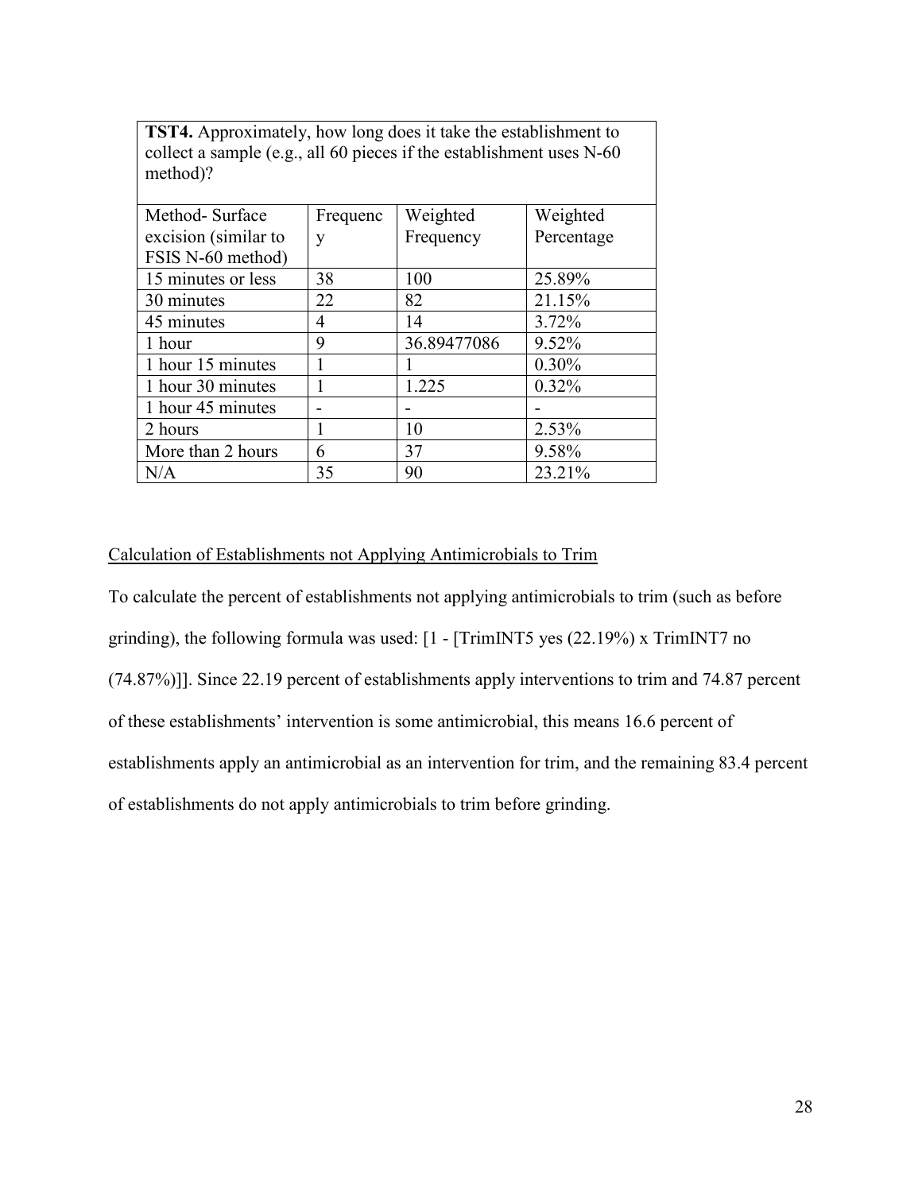| **TST4.** Approximately, how long does it take the establishment to collect a sample (e.g., all 60 pieces if the establishment uses N-60 method)? | | | |
|---|---|---|---|
| Method- Surface excision (similar to FSIS N-60 method) | Frequency | Weighted Frequency | Weighted Percentage |
| 15 minutes or less | 38 | 100 | 25.89% |
| 30 minutes | 22 | 82 | 21.15% |
| 45 minutes | 4 | 14 | 3.72% |
| 1 hour | 9 | 36.89477086 | 9.52% |
| 1 hour 15 minutes | 1 | 1 | 0.30% |
| 1 hour 30 minutes | 1 | 1.225 | 0.32% |
| 1 hour 45 minutes | - | - | - |
| 2 hours | 1 | 10 | 2.53% |
| More than 2 hours | 6 | 37 | 9.58% |
| N/A | 35 | 90 | 23.21% |

<u>Calculation of Establishments not Applying Antimicrobials to Trim</u>

To calculate the percent of establishments not applying antimicrobials to trim (such as before grinding), the following formula was used: [1 - [TrimINT5 yes (22.19%) x TrimINT7 no (74.87%)]]. Since 22.19 percent of establishments apply interventions to trim and 74.87 percent of these establishments' intervention is some antimicrobial, this means 16.6 percent of establishments apply an antimicrobial as an intervention for trim, and the remaining 83.4 percent of establishments do not apply antimicrobials to trim before grinding.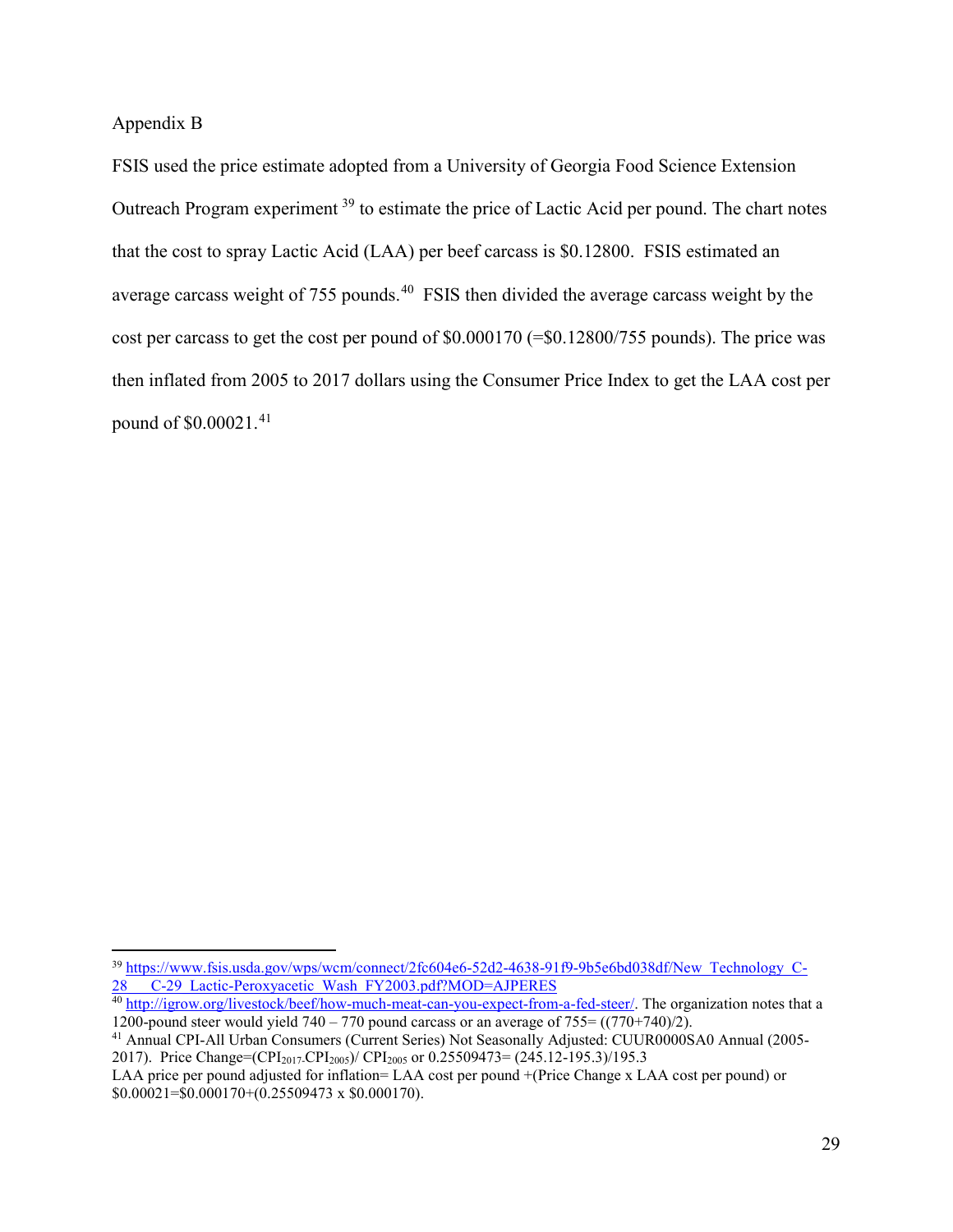Appendix B

FSIS used the price estimate adopted from a University of Georgia Food Science Extension Outreach Program experiment [39] to estimate the price of Lactic Acid per pound. The chart notes that the cost to spray Lactic Acid (LAA) per beef carcass is $0.12800. FSIS estimated an average carcass weight of 755 pounds.[40] FSIS then divided the average carcass weight by the cost per carcass to get the cost per pound of $0.000170 (=$0.12800/755 pounds). The price was then inflated from 2005 to 2017 dollars using the Consumer Price Index to get the LAA cost per pound of $0.00021.[41]

---

[39] https://www.fsis.usda.gov/wps/wcm/connect/2fc604e6-52d2-4638-91f9-9b5e6bd038df/New_Technology_C-28___C-29_Lactic-Peroxyacetic_Wash_FY2003.pdf?MOD=AJPERES

[40] http://igrow.org/livestock/beef/how-much-meat-can-you-expect-from-a-fed-steer/. The organization notes that a 1200-pound steer would yield 740 – 770 pound carcass or an average of 755= ((770+740)/2).

[41] Annual CPI-All Urban Consumers (Current Series) Not Seasonally Adjusted: CUUR0000SA0 Annual (2005-2017). Price Change=($CPI_{2017}$-$CPI_{2005}$)/ $CPI_{2005}$ or 0.25509473= (245.12-195.3)/195.3

LAA price per pound adjusted for inflation= LAA cost per pound +(Price Change x LAA cost per pound) or $0.00021=$0.000170+(0.25509473 x $0.000170).